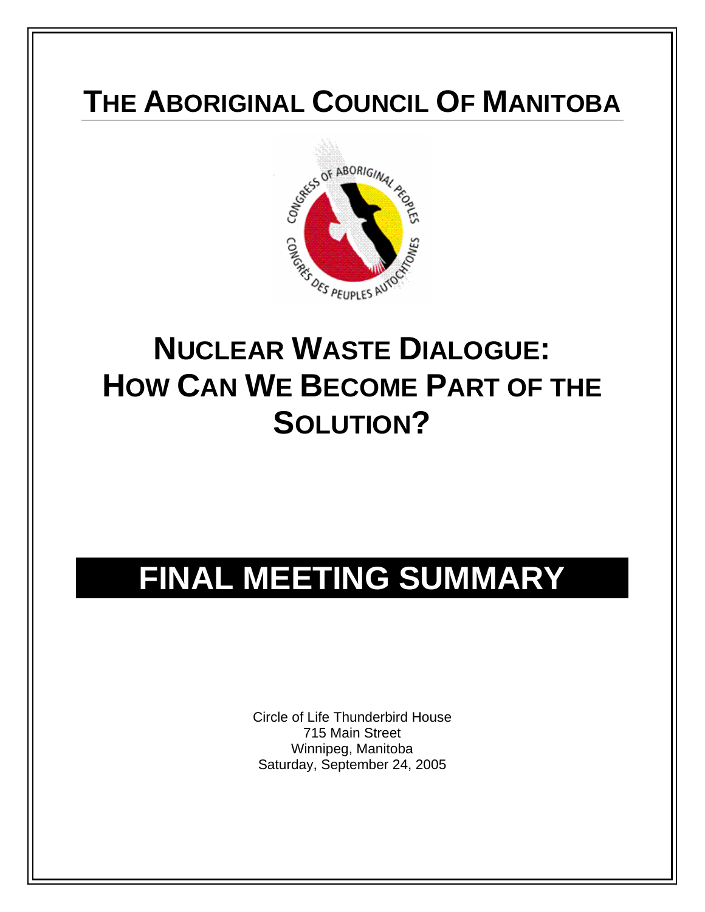# The Aboriginal Council Of Manitoba

# Nuclear Waste Dialogue: How Can We Become Part of the Solution?

# FINAL MEETING SUMMARY

Circle of Life Thunderbird House
715 Main Street
Winnipeg, Manitoba
Saturday, September 24, 2005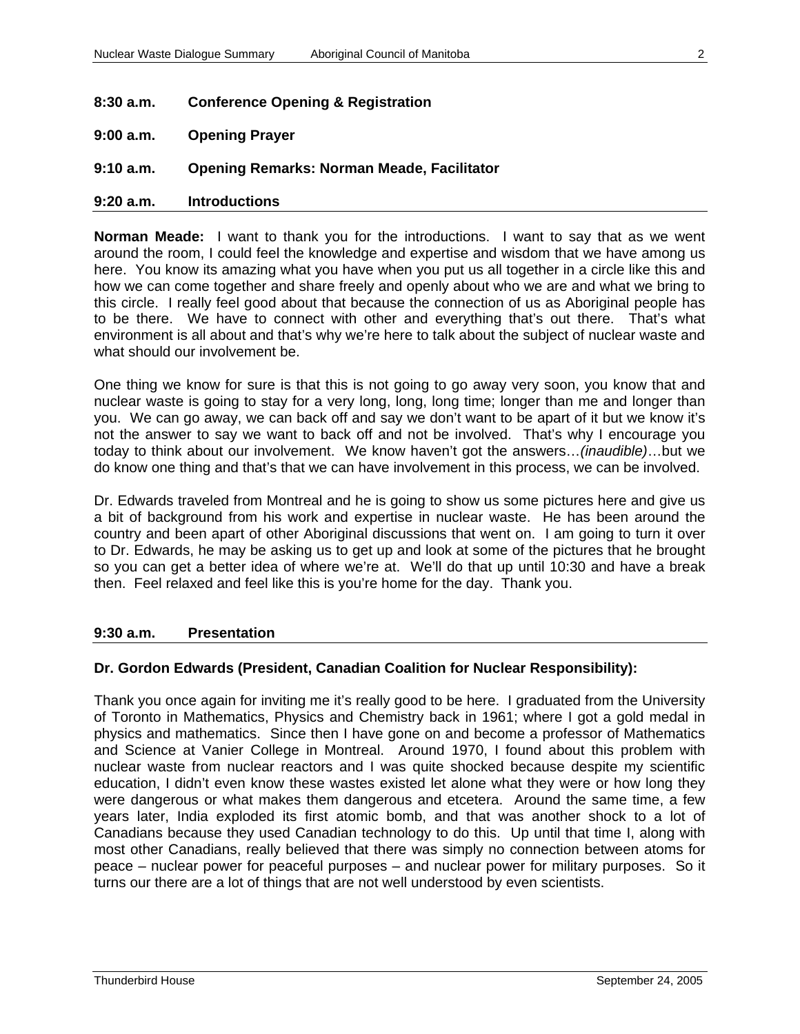**8:30 a.m. Conference Opening & Registration**

**9:00 a.m. Opening Prayer**

**9:10 a.m. Opening Remarks: Norman Meade, Facilitator**

**9:20 a.m. Introductions**

**Norman Meade:** I want to thank you for the introductions. I want to say that as we went around the room, I could feel the knowledge and expertise and wisdom that we have among us here. You know its amazing what you have when you put us all together in a circle like this and how we can come together and share freely and openly about who we are and what we bring to this circle. I really feel good about that because the connection of us as Aboriginal people has to be there. We have to connect with other and everything that's out there. That's what environment is all about and that's why we're here to talk about the subject of nuclear waste and what should our involvement be.

One thing we know for sure is that this is not going to go away very soon, you know that and nuclear waste is going to stay for a very long, long, long time; longer than me and longer than you. We can go away, we can back off and say we don't want to be apart of it but we know it's not the answer to say we want to back off and not be involved. That's why I encourage you today to think about our involvement. We know haven't got the answers…*(inaudible)*…but we do know one thing and that's that we can have involvement in this process, we can be involved.

Dr. Edwards traveled from Montreal and he is going to show us some pictures here and give us a bit of background from his work and expertise in nuclear waste. He has been around the country and been apart of other Aboriginal discussions that went on. I am going to turn it over to Dr. Edwards, he may be asking us to get up and look at some of the pictures that he brought so you can get a better idea of where we're at. We'll do that up until 10:30 and have a break then. Feel relaxed and feel like this is you're home for the day. Thank you.

**9:30 a.m. Presentation**

**Dr. Gordon Edwards (President, Canadian Coalition for Nuclear Responsibility):**

Thank you once again for inviting me it's really good to be here. I graduated from the University of Toronto in Mathematics, Physics and Chemistry back in 1961; where I got a gold medal in physics and mathematics. Since then I have gone on and become a professor of Mathematics and Science at Vanier College in Montreal. Around 1970, I found about this problem with nuclear waste from nuclear reactors and I was quite shocked because despite my scientific education, I didn't even know these wastes existed let alone what they were or how long they were dangerous or what makes them dangerous and etcetera. Around the same time, a few years later, India exploded its first atomic bomb, and that was another shock to a lot of Canadians because they used Canadian technology to do this. Up until that time I, along with most other Canadians, really believed that there was simply no connection between atoms for peace – nuclear power for peaceful purposes – and nuclear power for military purposes. So it turns our there are a lot of things that are not well understood by even scientists.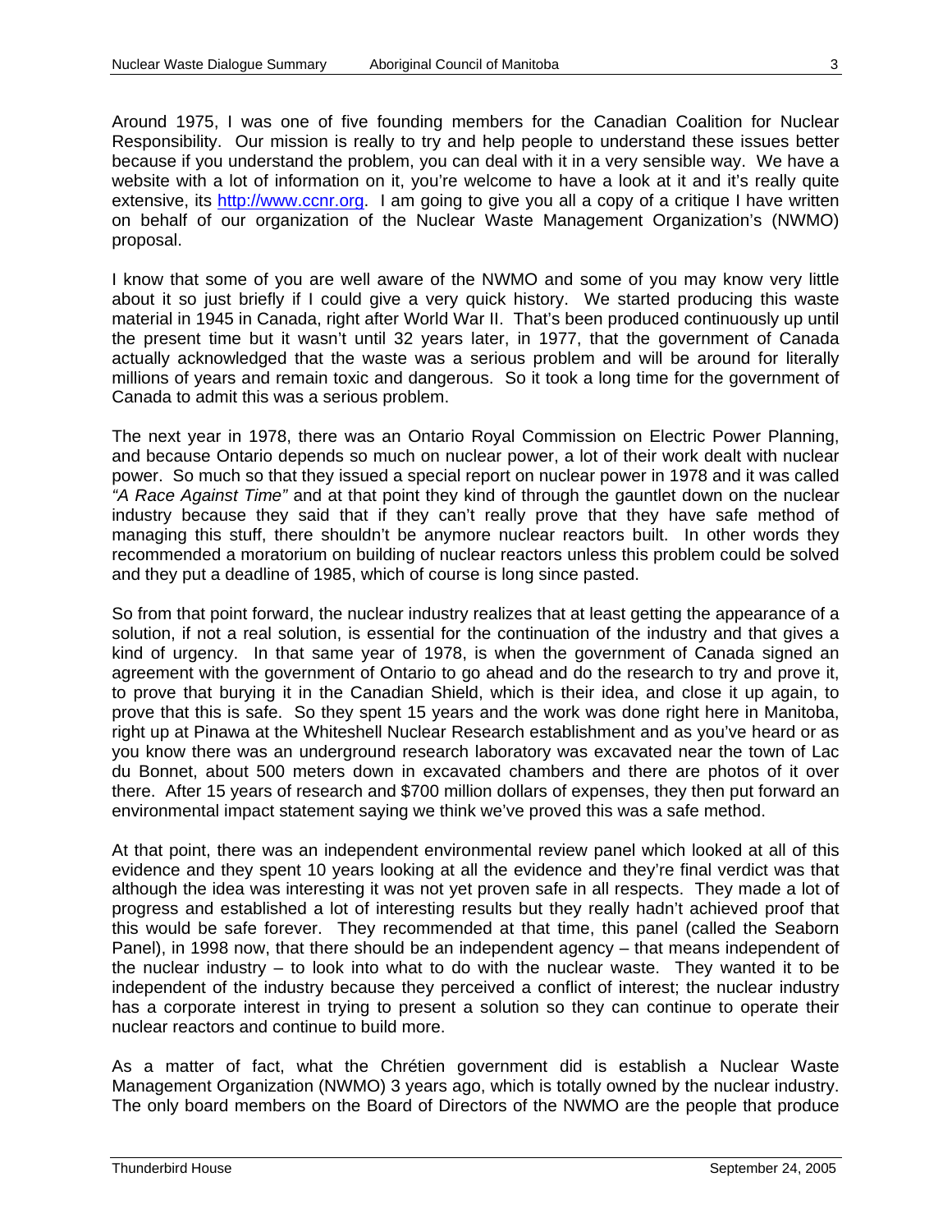Around 1975, I was one of five founding members for the Canadian Coalition for Nuclear Responsibility. Our mission is really to try and help people to understand these issues better because if you understand the problem, you can deal with it in a very sensible way. We have a website with a lot of information on it, you're welcome to have a look at it and it's really quite extensive, its [http://www.ccnr.org](http://www.ccnr.org). I am going to give you all a copy of a critique I have written on behalf of our organization of the Nuclear Waste Management Organization's (NWMO) proposal.

I know that some of you are well aware of the NWMO and some of you may know very little about it so just briefly if I could give a very quick history. We started producing this waste material in 1945 in Canada, right after World War II. That's been produced continuously up until the present time but it wasn't until 32 years later, in 1977, that the government of Canada actually acknowledged that the waste was a serious problem and will be around for literally millions of years and remain toxic and dangerous. So it took a long time for the government of Canada to admit this was a serious problem.

The next year in 1978, there was an Ontario Royal Commission on Electric Power Planning, and because Ontario depends so much on nuclear power, a lot of their work dealt with nuclear power. So much so that they issued a special report on nuclear power in 1978 and it was called *"A Race Against Time"* and at that point they kind of through the gauntlet down on the nuclear industry because they said that if they can't really prove that they have safe method of managing this stuff, there shouldn't be anymore nuclear reactors built. In other words they recommended a moratorium on building of nuclear reactors unless this problem could be solved and they put a deadline of 1985, which of course is long since pasted.

So from that point forward, the nuclear industry realizes that at least getting the appearance of a solution, if not a real solution, is essential for the continuation of the industry and that gives a kind of urgency. In that same year of 1978, is when the government of Canada signed an agreement with the government of Ontario to go ahead and do the research to try and prove it, to prove that burying it in the Canadian Shield, which is their idea, and close it up again, to prove that this is safe. So they spent 15 years and the work was done right here in Manitoba, right up at Pinawa at the Whiteshell Nuclear Research establishment and as you've heard or as you know there was an underground research laboratory was excavated near the town of Lac du Bonnet, about 500 meters down in excavated chambers and there are photos of it over there. After 15 years of research and $700 million dollars of expenses, they then put forward an environmental impact statement saying we think we've proved this was a safe method.

At that point, there was an independent environmental review panel which looked at all of this evidence and they spent 10 years looking at all the evidence and they're final verdict was that although the idea was interesting it was not yet proven safe in all respects. They made a lot of progress and established a lot of interesting results but they really hadn't achieved proof that this would be safe forever. They recommended at that time, this panel (called the Seaborn Panel), in 1998 now, that there should be an independent agency – that means independent of the nuclear industry – to look into what to do with the nuclear waste. They wanted it to be independent of the industry because they perceived a conflict of interest; the nuclear industry has a corporate interest in trying to present a solution so they can continue to operate their nuclear reactors and continue to build more.

As a matter of fact, what the Chrétien government did is establish a Nuclear Waste Management Organization (NWMO) 3 years ago, which is totally owned by the nuclear industry. The only board members on the Board of Directors of the NWMO are the people that produce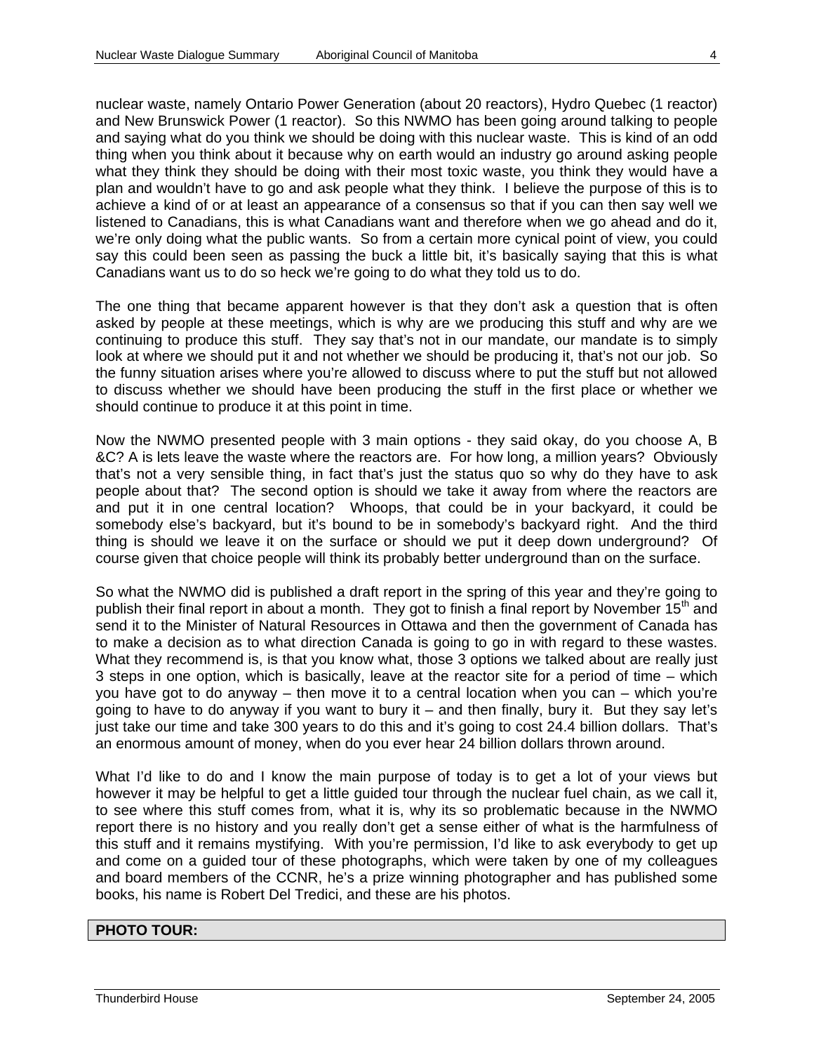nuclear waste, namely Ontario Power Generation (about 20 reactors), Hydro Quebec (1 reactor) and New Brunswick Power (1 reactor). So this NWMO has been going around talking to people and saying what do you think we should be doing with this nuclear waste. This is kind of an odd thing when you think about it because why on earth would an industry go around asking people what they think they should be doing with their most toxic waste, you think they would have a plan and wouldn't have to go and ask people what they think. I believe the purpose of this is to achieve a kind of or at least an appearance of a consensus so that if you can then say well we listened to Canadians, this is what Canadians want and therefore when we go ahead and do it, we're only doing what the public wants. So from a certain more cynical point of view, you could say this could been seen as passing the buck a little bit, it's basically saying that this is what Canadians want us to do so heck we're going to do what they told us to do.

The one thing that became apparent however is that they don't ask a question that is often asked by people at these meetings, which is why are we producing this stuff and why are we continuing to produce this stuff. They say that's not in our mandate, our mandate is to simply look at where we should put it and not whether we should be producing it, that's not our job. So the funny situation arises where you're allowed to discuss where to put the stuff but not allowed to discuss whether we should have been producing the stuff in the first place or whether we should continue to produce it at this point in time.

Now the NWMO presented people with 3 main options - they said okay, do you choose A, B &C? A is lets leave the waste where the reactors are. For how long, a million years? Obviously that's not a very sensible thing, in fact that's just the status quo so why do they have to ask people about that? The second option is should we take it away from where the reactors are and put it in one central location? Whoops, that could be in your backyard, it could be somebody else's backyard, but it's bound to be in somebody's backyard right. And the third thing is should we leave it on the surface or should we put it deep down underground? Of course given that choice people will think its probably better underground than on the surface.

So what the NWMO did is published a draft report in the spring of this year and they're going to publish their final report in about a month. They got to finish a final report by November 15th and send it to the Minister of Natural Resources in Ottawa and then the government of Canada has to make a decision as to what direction Canada is going to go in with regard to these wastes. What they recommend is, is that you know what, those 3 options we talked about are really just 3 steps in one option, which is basically, leave at the reactor site for a period of time – which you have got to do anyway – then move it to a central location when you can – which you're going to have to do anyway if you want to bury it – and then finally, bury it. But they say let's just take our time and take 300 years to do this and it's going to cost 24.4 billion dollars. That's an enormous amount of money, when do you ever hear 24 billion dollars thrown around.

What I'd like to do and I know the main purpose of today is to get a lot of your views but however it may be helpful to get a little guided tour through the nuclear fuel chain, as we call it, to see where this stuff comes from, what it is, why its so problematic because in the NWMO report there is no history and you really don't get a sense either of what is the harmfulness of this stuff and it remains mystifying. With you're permission, I'd like to ask everybody to get up and come on a guided tour of these photographs, which were taken by one of my colleagues and board members of the CCNR, he's a prize winning photographer and has published some books, his name is Robert Del Tredici, and these are his photos.

**PHOTO TOUR:**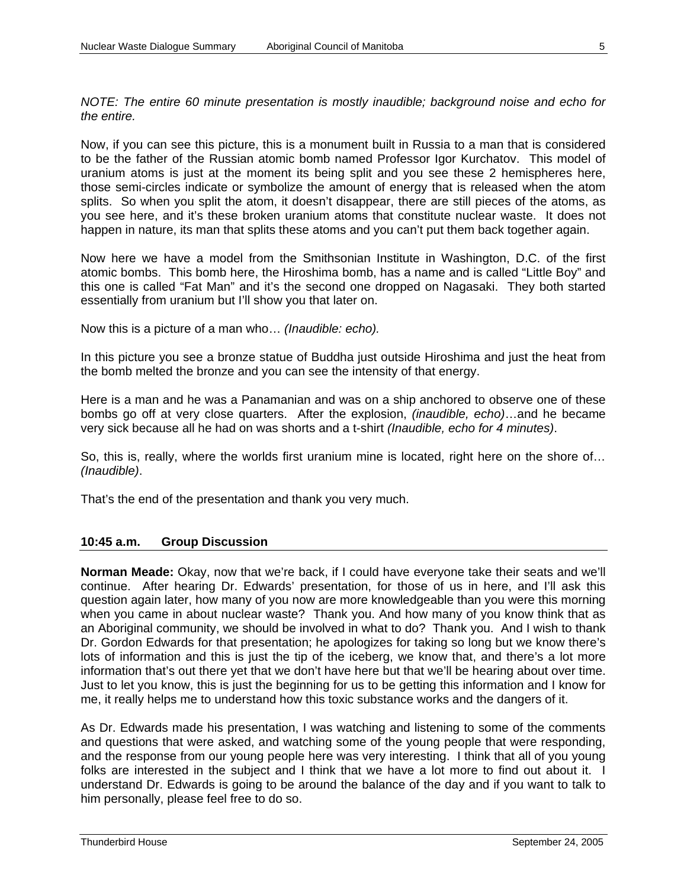*NOTE: The entire 60 minute presentation is mostly inaudible; background noise and echo for the entire.*

Now, if you can see this picture, this is a monument built in Russia to a man that is considered to be the father of the Russian atomic bomb named Professor Igor Kurchatov. This model of uranium atoms is just at the moment its being split and you see these 2 hemispheres here, those semi-circles indicate or symbolize the amount of energy that is released when the atom splits. So when you split the atom, it doesn't disappear, there are still pieces of the atoms, as you see here, and it's these broken uranium atoms that constitute nuclear waste. It does not happen in nature, its man that splits these atoms and you can't put them back together again.

Now here we have a model from the Smithsonian Institute in Washington, D.C. of the first atomic bombs. This bomb here, the Hiroshima bomb, has a name and is called "Little Boy" and this one is called "Fat Man" and it's the second one dropped on Nagasaki. They both started essentially from uranium but I'll show you that later on.

Now this is a picture of a man who… *(Inaudible: echo).*

In this picture you see a bronze statue of Buddha just outside Hiroshima and just the heat from the bomb melted the bronze and you can see the intensity of that energy.

Here is a man and he was a Panamanian and was on a ship anchored to observe one of these bombs go off at very close quarters. After the explosion, *(inaudible, echo)*…and he became very sick because all he had on was shorts and a t-shirt *(Inaudible, echo for 4 minutes)*.

So, this is, really, where the worlds first uranium mine is located, right here on the shore of… *(Inaudible)*.

That's the end of the presentation and thank you very much.

## 10:45 a.m. Group Discussion

**Norman Meade:** Okay, now that we're back, if I could have everyone take their seats and we'll continue. After hearing Dr. Edwards' presentation, for those of us in here, and I'll ask this question again later, how many of you now are more knowledgeable than you were this morning when you came in about nuclear waste? Thank you. And how many of you know think that as an Aboriginal community, we should be involved in what to do? Thank you. And I wish to thank Dr. Gordon Edwards for that presentation; he apologizes for taking so long but we know there's lots of information and this is just the tip of the iceberg, we know that, and there's a lot more information that's out there yet that we don't have here but that we'll be hearing about over time. Just to let you know, this is just the beginning for us to be getting this information and I know for me, it really helps me to understand how this toxic substance works and the dangers of it.

As Dr. Edwards made his presentation, I was watching and listening to some of the comments and questions that were asked, and watching some of the young people that were responding, and the response from our young people here was very interesting. I think that all of you young folks are interested in the subject and I think that we have a lot more to find out about it. I understand Dr. Edwards is going to be around the balance of the day and if you want to talk to him personally, please feel free to do so.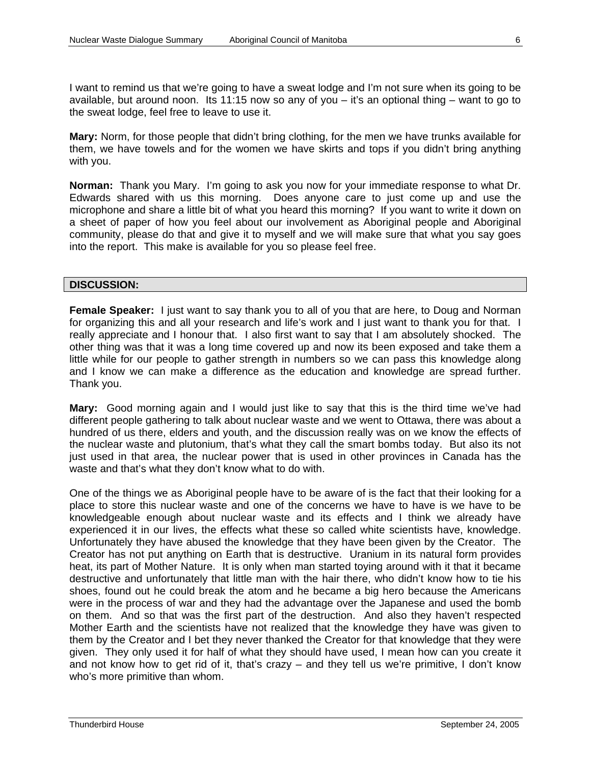I want to remind us that we're going to have a sweat lodge and I'm not sure when its going to be available, but around noon. Its 11:15 now so any of you – it's an optional thing – want to go to the sweat lodge, feel free to leave to use it.

**Mary:** Norm, for those people that didn't bring clothing, for the men we have trunks available for them, we have towels and for the women we have skirts and tops if you didn't bring anything with you.

**Norman:** Thank you Mary. I'm going to ask you now for your immediate response to what Dr. Edwards shared with us this morning. Does anyone care to just come up and use the microphone and share a little bit of what you heard this morning? If you want to write it down on a sheet of paper of how you feel about our involvement as Aboriginal people and Aboriginal community, please do that and give it to myself and we will make sure that what you say goes into the report. This make is available for you so please feel free.

## DISCUSSION:

**Female Speaker:** I just want to say thank you to all of you that are here, to Doug and Norman for organizing this and all your research and life's work and I just want to thank you for that. I really appreciate and I honour that. I also first want to say that I am absolutely shocked. The other thing was that it was a long time covered up and now its been exposed and take them a little while for our people to gather strength in numbers so we can pass this knowledge along and I know we can make a difference as the education and knowledge are spread further. Thank you.

**Mary:** Good morning again and I would just like to say that this is the third time we've had different people gathering to talk about nuclear waste and we went to Ottawa, there was about a hundred of us there, elders and youth, and the discussion really was on we know the effects of the nuclear waste and plutonium, that's what they call the smart bombs today. But also its not just used in that area, the nuclear power that is used in other provinces in Canada has the waste and that's what they don't know what to do with.

One of the things we as Aboriginal people have to be aware of is the fact that their looking for a place to store this nuclear waste and one of the concerns we have to have is we have to be knowledgeable enough about nuclear waste and its effects and I think we already have experienced it in our lives, the effects what these so called white scientists have, knowledge. Unfortunately they have abused the knowledge that they have been given by the Creator. The Creator has not put anything on Earth that is destructive. Uranium in its natural form provides heat, its part of Mother Nature. It is only when man started toying around with it that it became destructive and unfortunately that little man with the hair there, who didn't know how to tie his shoes, found out he could break the atom and he became a big hero because the Americans were in the process of war and they had the advantage over the Japanese and used the bomb on them. And so that was the first part of the destruction. And also they haven't respected Mother Earth and the scientists have not realized that the knowledge they have was given to them by the Creator and I bet they never thanked the Creator for that knowledge that they were given. They only used it for half of what they should have used, I mean how can you create it and not know how to get rid of it, that's crazy – and they tell us we're primitive, I don't know who's more primitive than whom.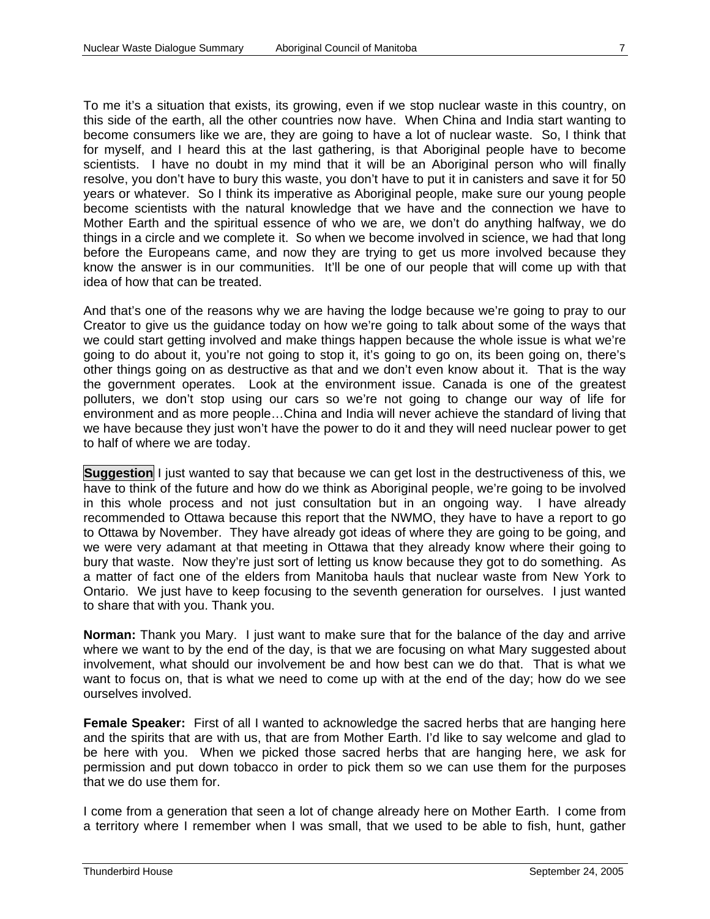To me it's a situation that exists, its growing, even if we stop nuclear waste in this country, on this side of the earth, all the other countries now have. When China and India start wanting to become consumers like we are, they are going to have a lot of nuclear waste. So, I think that for myself, and I heard this at the last gathering, is that Aboriginal people have to become scientists. I have no doubt in my mind that it will be an Aboriginal person who will finally resolve, you don't have to bury this waste, you don't have to put it in canisters and save it for 50 years or whatever. So I think its imperative as Aboriginal people, make sure our young people become scientists with the natural knowledge that we have and the connection we have to Mother Earth and the spiritual essence of who we are, we don't do anything halfway, we do things in a circle and we complete it. So when we become involved in science, we had that long before the Europeans came, and now they are trying to get us more involved because they know the answer is in our communities. It'll be one of our people that will come up with that idea of how that can be treated.

And that's one of the reasons why we are having the lodge because we're going to pray to our Creator to give us the guidance today on how we're going to talk about some of the ways that we could start getting involved and make things happen because the whole issue is what we're going to do about it, you're not going to stop it, it's going to go on, its been going on, there's other things going on as destructive as that and we don't even know about it. That is the way the government operates. Look at the environment issue. Canada is one of the greatest polluters, we don't stop using our cars so we're not going to change our way of life for environment and as more people…China and India will never achieve the standard of living that we have because they just won't have the power to do it and they will need nuclear power to get to half of where we are today.

**Suggestion** I just wanted to say that because we can get lost in the destructiveness of this, we have to think of the future and how do we think as Aboriginal people, we're going to be involved in this whole process and not just consultation but in an ongoing way. I have already recommended to Ottawa because this report that the NWMO, they have to have a report to go to Ottawa by November. They have already got ideas of where they are going to be going, and we were very adamant at that meeting in Ottawa that they already know where their going to bury that waste. Now they're just sort of letting us know because they got to do something. As a matter of fact one of the elders from Manitoba hauls that nuclear waste from New York to Ontario. We just have to keep focusing to the seventh generation for ourselves. I just wanted to share that with you. Thank you.

**Norman:** Thank you Mary. I just want to make sure that for the balance of the day and arrive where we want to by the end of the day, is that we are focusing on what Mary suggested about involvement, what should our involvement be and how best can we do that. That is what we want to focus on, that is what we need to come up with at the end of the day; how do we see ourselves involved.

**Female Speaker:** First of all I wanted to acknowledge the sacred herbs that are hanging here and the spirits that are with us, that are from Mother Earth. I'd like to say welcome and glad to be here with you. When we picked those sacred herbs that are hanging here, we ask for permission and put down tobacco in order to pick them so we can use them for the purposes that we do use them for.

I come from a generation that seen a lot of change already here on Mother Earth. I come from a territory where I remember when I was small, that we used to be able to fish, hunt, gather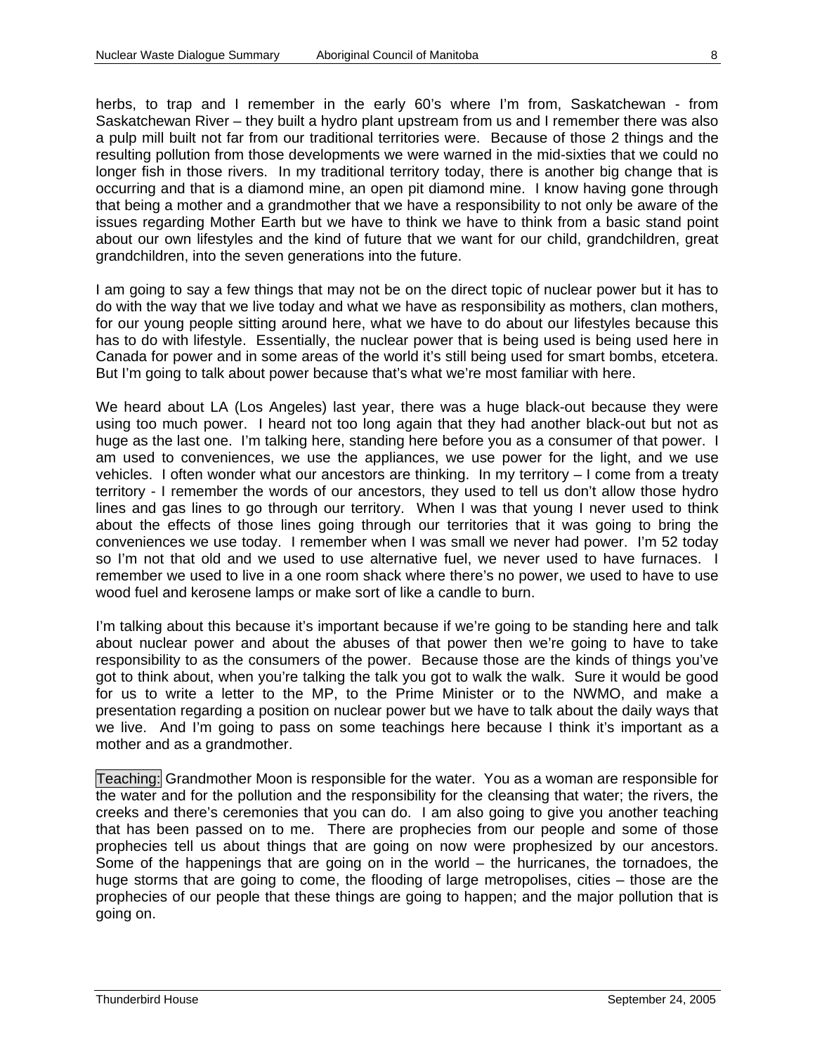herbs, to trap and I remember in the early 60's where I'm from, Saskatchewan - from Saskatchewan River – they built a hydro plant upstream from us and I remember there was also a pulp mill built not far from our traditional territories were. Because of those 2 things and the resulting pollution from those developments we were warned in the mid-sixties that we could no longer fish in those rivers. In my traditional territory today, there is another big change that is occurring and that is a diamond mine, an open pit diamond mine. I know having gone through that being a mother and a grandmother that we have a responsibility to not only be aware of the issues regarding Mother Earth but we have to think we have to think from a basic stand point about our own lifestyles and the kind of future that we want for our child, grandchildren, great grandchildren, into the seven generations into the future.

I am going to say a few things that may not be on the direct topic of nuclear power but it has to do with the way that we live today and what we have as responsibility as mothers, clan mothers, for our young people sitting around here, what we have to do about our lifestyles because this has to do with lifestyle. Essentially, the nuclear power that is being used is being used here in Canada for power and in some areas of the world it's still being used for smart bombs, etcetera. But I'm going to talk about power because that's what we're most familiar with here.

We heard about LA (Los Angeles) last year, there was a huge black-out because they were using too much power. I heard not too long again that they had another black-out but not as huge as the last one. I'm talking here, standing here before you as a consumer of that power. I am used to conveniences, we use the appliances, we use power for the light, and we use vehicles. I often wonder what our ancestors are thinking. In my territory – I come from a treaty territory - I remember the words of our ancestors, they used to tell us don't allow those hydro lines and gas lines to go through our territory. When I was that young I never used to think about the effects of those lines going through our territories that it was going to bring the conveniences we use today. I remember when I was small we never had power. I'm 52 today so I'm not that old and we used to use alternative fuel, we never used to have furnaces. I remember we used to live in a one room shack where there's no power, we used to have to use wood fuel and kerosene lamps or make sort of like a candle to burn.

I'm talking about this because it's important because if we're going to be standing here and talk about nuclear power and about the abuses of that power then we're going to have to take responsibility to as the consumers of the power. Because those are the kinds of things you've got to think about, when you're talking the talk you got to walk the walk. Sure it would be good for us to write a letter to the MP, to the Prime Minister or to the NWMO, and make a presentation regarding a position on nuclear power but we have to talk about the daily ways that we live. And I'm going to pass on some teachings here because I think it's important as a mother and as a grandmother.

Teaching: Grandmother Moon is responsible for the water. You as a woman are responsible for the water and for the pollution and the responsibility for the cleansing that water; the rivers, the creeks and there's ceremonies that you can do. I am also going to give you another teaching that has been passed on to me. There are prophecies from our people and some of those prophecies tell us about things that are going on now were prophesized by our ancestors. Some of the happenings that are going on in the world – the hurricanes, the tornadoes, the huge storms that are going to come, the flooding of large metropolises, cities – those are the prophecies of our people that these things are going to happen; and the major pollution that is going on.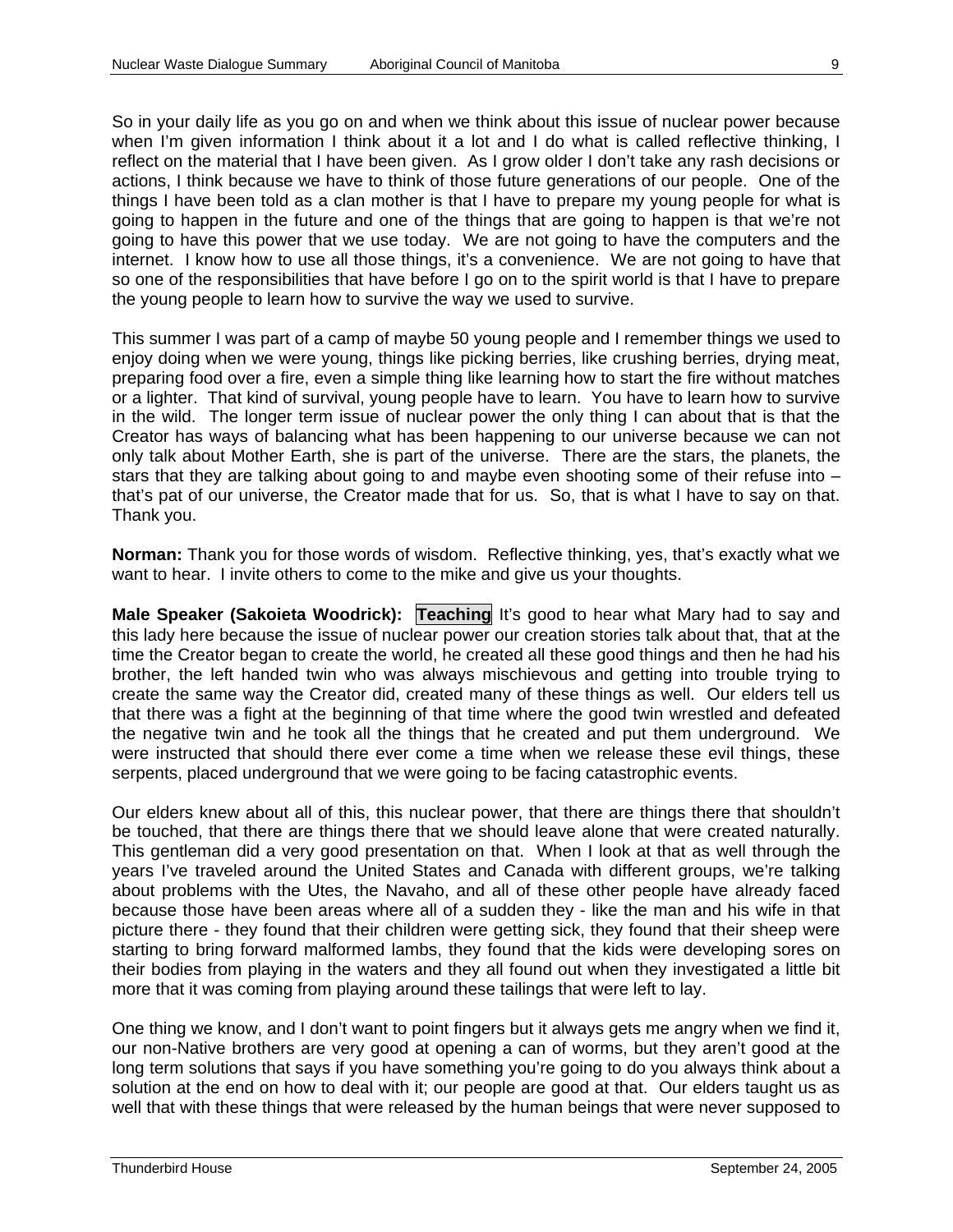So in your daily life as you go on and when we think about this issue of nuclear power because when I'm given information I think about it a lot and I do what is called reflective thinking, I reflect on the material that I have been given. As I grow older I don't take any rash decisions or actions, I think because we have to think of those future generations of our people. One of the things I have been told as a clan mother is that I have to prepare my young people for what is going to happen in the future and one of the things that are going to happen is that we're not going to have this power that we use today. We are not going to have the computers and the internet. I know how to use all those things, it's a convenience. We are not going to have that so one of the responsibilities that have before I go on to the spirit world is that I have to prepare the young people to learn how to survive the way we used to survive.

This summer I was part of a camp of maybe 50 young people and I remember things we used to enjoy doing when we were young, things like picking berries, like crushing berries, drying meat, preparing food over a fire, even a simple thing like learning how to start the fire without matches or a lighter. That kind of survival, young people have to learn. You have to learn how to survive in the wild. The longer term issue of nuclear power the only thing I can about that is that the Creator has ways of balancing what has been happening to our universe because we can not only talk about Mother Earth, she is part of the universe. There are the stars, the planets, the stars that they are talking about going to and maybe even shooting some of their refuse into – that's pat of our universe, the Creator made that for us. So, that is what I have to say on that. Thank you.

**Norman:** Thank you for those words of wisdom. Reflective thinking, yes, that's exactly what we want to hear. I invite others to come to the mike and give us your thoughts.

**Male Speaker (Sakoieta Woodrick):** **Teaching** It's good to hear what Mary had to say and this lady here because the issue of nuclear power our creation stories talk about that, that at the time the Creator began to create the world, he created all these good things and then he had his brother, the left handed twin who was always mischievous and getting into trouble trying to create the same way the Creator did, created many of these things as well. Our elders tell us that there was a fight at the beginning of that time where the good twin wrestled and defeated the negative twin and he took all the things that he created and put them underground. We were instructed that should there ever come a time when we release these evil things, these serpents, placed underground that we were going to be facing catastrophic events.

Our elders knew about all of this, this nuclear power, that there are things there that shouldn't be touched, that there are things there that we should leave alone that were created naturally. This gentleman did a very good presentation on that. When I look at that as well through the years I've traveled around the United States and Canada with different groups, we're talking about problems with the Utes, the Navaho, and all of these other people have already faced because those have been areas where all of a sudden they - like the man and his wife in that picture there - they found that their children were getting sick, they found that their sheep were starting to bring forward malformed lambs, they found that the kids were developing sores on their bodies from playing in the waters and they all found out when they investigated a little bit more that it was coming from playing around these tailings that were left to lay.

One thing we know, and I don't want to point fingers but it always gets me angry when we find it, our non-Native brothers are very good at opening a can of worms, but they aren't good at the long term solutions that says if you have something you're going to do you always think about a solution at the end on how to deal with it; our people are good at that. Our elders taught us as well that with these things that were released by the human beings that were never supposed to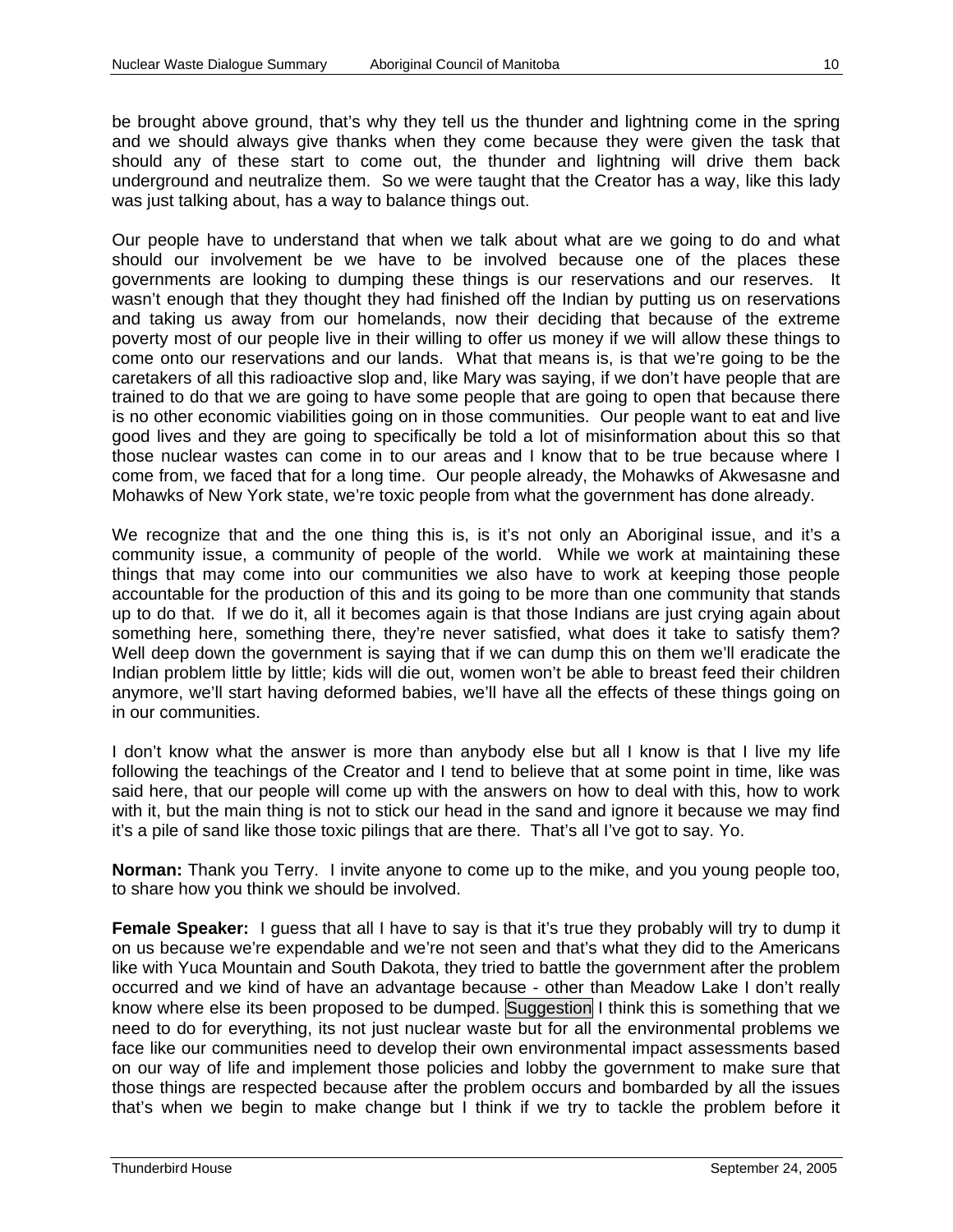be brought above ground, that's why they tell us the thunder and lightning come in the spring and we should always give thanks when they come because they were given the task that should any of these start to come out, the thunder and lightning will drive them back underground and neutralize them. So we were taught that the Creator has a way, like this lady was just talking about, has a way to balance things out.

Our people have to understand that when we talk about what are we going to do and what should our involvement be we have to be involved because one of the places these governments are looking to dumping these things is our reservations and our reserves. It wasn't enough that they thought they had finished off the Indian by putting us on reservations and taking us away from our homelands, now their deciding that because of the extreme poverty most of our people live in their willing to offer us money if we will allow these things to come onto our reservations and our lands. What that means is, is that we're going to be the caretakers of all this radioactive slop and, like Mary was saying, if we don't have people that are trained to do that we are going to have some people that are going to open that because there is no other economic viabilities going on in those communities. Our people want to eat and live good lives and they are going to specifically be told a lot of misinformation about this so that those nuclear wastes can come in to our areas and I know that to be true because where I come from, we faced that for a long time. Our people already, the Mohawks of Akwesasne and Mohawks of New York state, we're toxic people from what the government has done already.

We recognize that and the one thing this is, is it's not only an Aboriginal issue, and it's a community issue, a community of people of the world. While we work at maintaining these things that may come into our communities we also have to work at keeping those people accountable for the production of this and its going to be more than one community that stands up to do that. If we do it, all it becomes again is that those Indians are just crying again about something here, something there, they're never satisfied, what does it take to satisfy them? Well deep down the government is saying that if we can dump this on them we'll eradicate the Indian problem little by little; kids will die out, women won't be able to breast feed their children anymore, we'll start having deformed babies, we'll have all the effects of these things going on in our communities.

I don't know what the answer is more than anybody else but all I know is that I live my life following the teachings of the Creator and I tend to believe that at some point in time, like was said here, that our people will come up with the answers on how to deal with this, how to work with it, but the main thing is not to stick our head in the sand and ignore it because we may find it's a pile of sand like those toxic pilings that are there. That's all I've got to say. Yo.

**Norman:** Thank you Terry. I invite anyone to come up to the mike, and you young people too, to share how you think we should be involved.

**Female Speaker:** I guess that all I have to say is that it's true they probably will try to dump it on us because we're expendable and we're not seen and that's what they did to the Americans like with Yuca Mountain and South Dakota, they tried to battle the government after the problem occurred and we kind of have an advantage because - other than Meadow Lake I don't really know where else its been proposed to be dumped. Suggestion I think this is something that we need to do for everything, its not just nuclear waste but for all the environmental problems we face like our communities need to develop their own environmental impact assessments based on our way of life and implement those policies and lobby the government to make sure that those things are respected because after the problem occurs and bombarded by all the issues that's when we begin to make change but I think if we try to tackle the problem before it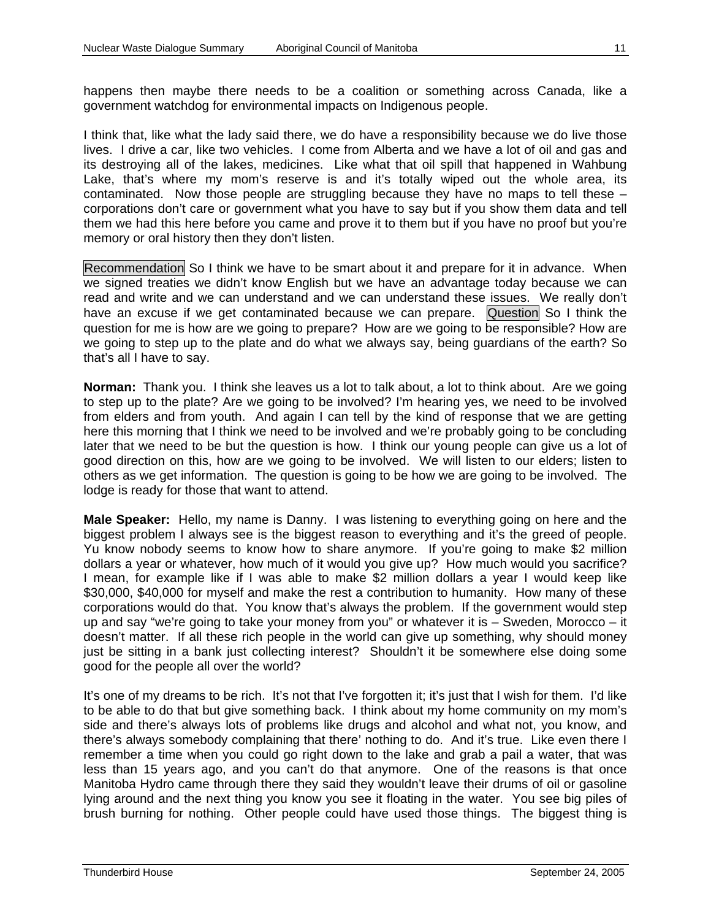happens then maybe there needs to be a coalition or something across Canada, like a government watchdog for environmental impacts on Indigenous people.

I think that, like what the lady said there, we do have a responsibility because we do live those lives. I drive a car, like two vehicles. I come from Alberta and we have a lot of oil and gas and its destroying all of the lakes, medicines. Like what that oil spill that happened in Wahbung Lake, that's where my mom's reserve is and it's totally wiped out the whole area, its contaminated. Now those people are struggling because they have no maps to tell these – corporations don't care or government what you have to say but if you show them data and tell them we had this here before you came and prove it to them but if you have no proof but you're memory or oral history then they don't listen.

Recommendation So I think we have to be smart about it and prepare for it in advance. When we signed treaties we didn't know English but we have an advantage today because we can read and write and we can understand and we can understand these issues. We really don't have an excuse if we get contaminated because we can prepare. Question So I think the question for me is how are we going to prepare? How are we going to be responsible? How are we going to step up to the plate and do what we always say, being guardians of the earth? So that's all I have to say.

**Norman:** Thank you. I think she leaves us a lot to talk about, a lot to think about. Are we going to step up to the plate? Are we going to be involved? I'm hearing yes, we need to be involved from elders and from youth. And again I can tell by the kind of response that we are getting here this morning that I think we need to be involved and we're probably going to be concluding later that we need to be but the question is how. I think our young people can give us a lot of good direction on this, how are we going to be involved. We will listen to our elders; listen to others as we get information. The question is going to be how we are going to be involved. The lodge is ready for those that want to attend.

**Male Speaker:** Hello, my name is Danny. I was listening to everything going on here and the biggest problem I always see is the biggest reason to everything and it's the greed of people. Yu know nobody seems to know how to share anymore. If you're going to make $2 million dollars a year or whatever, how much of it would you give up? How much would you sacrifice? I mean, for example like if I was able to make $2 million dollars a year I would keep like $30,000, $40,000 for myself and make the rest a contribution to humanity. How many of these corporations would do that. You know that's always the problem. If the government would step up and say "we're going to take your money from you" or whatever it is – Sweden, Morocco – it doesn't matter. If all these rich people in the world can give up something, why should money just be sitting in a bank just collecting interest? Shouldn't it be somewhere else doing some good for the people all over the world?

It's one of my dreams to be rich. It's not that I've forgotten it; it's just that I wish for them. I'd like to be able to do that but give something back. I think about my home community on my mom's side and there's always lots of problems like drugs and alcohol and what not, you know, and there's always somebody complaining that there' nothing to do. And it's true. Like even there I remember a time when you could go right down to the lake and grab a pail a water, that was less than 15 years ago, and you can't do that anymore. One of the reasons is that once Manitoba Hydro came through there they said they wouldn't leave their drums of oil or gasoline lying around and the next thing you know you see it floating in the water. You see big piles of brush burning for nothing. Other people could have used those things. The biggest thing is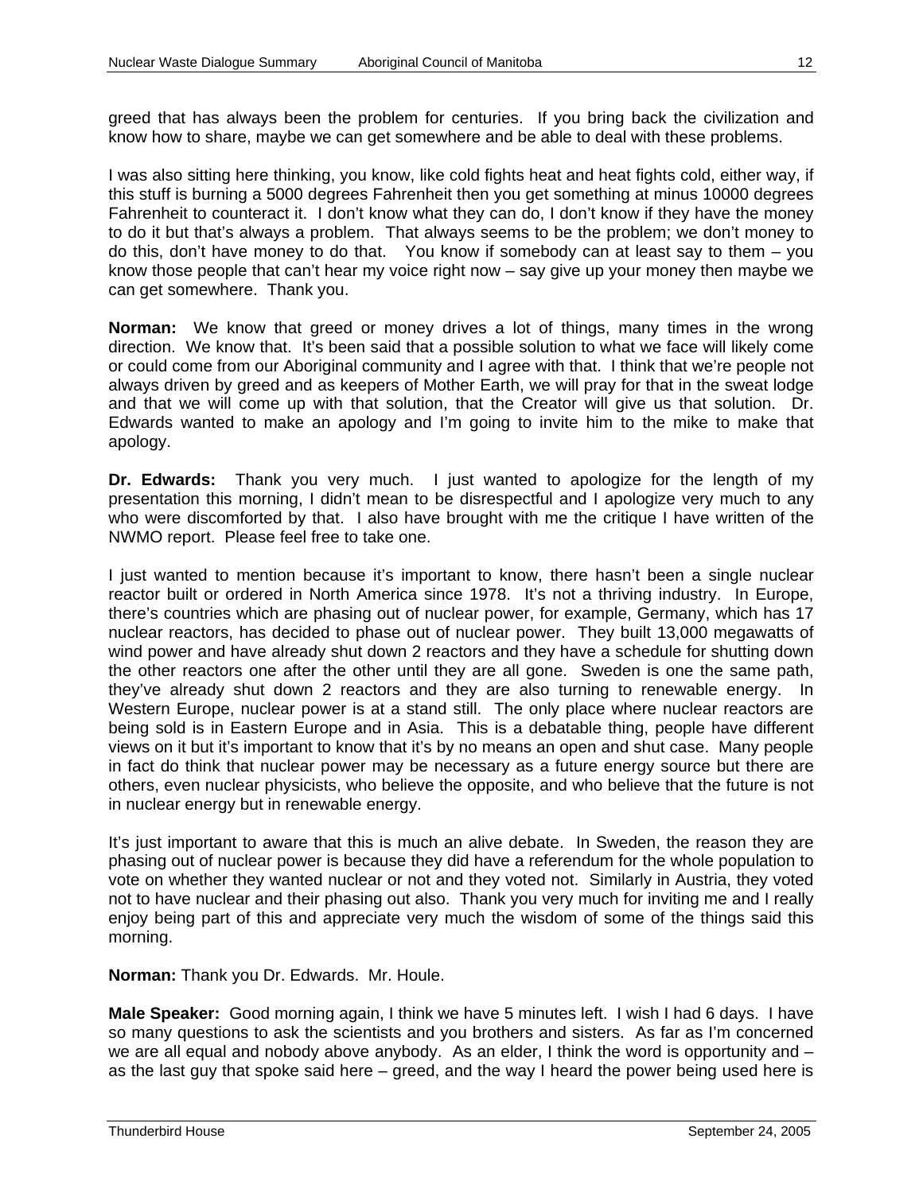greed that has always been the problem for centuries. If you bring back the civilization and know how to share, maybe we can get somewhere and be able to deal with these problems.

I was also sitting here thinking, you know, like cold fights heat and heat fights cold, either way, if this stuff is burning a 5000 degrees Fahrenheit then you get something at minus 10000 degrees Fahrenheit to counteract it. I don't know what they can do, I don't know if they have the money to do it but that's always a problem. That always seems to be the problem; we don't money to do this, don't have money to do that. You know if somebody can at least say to them – you know those people that can't hear my voice right now – say give up your money then maybe we can get somewhere. Thank you.

**Norman:** We know that greed or money drives a lot of things, many times in the wrong direction. We know that. It's been said that a possible solution to what we face will likely come or could come from our Aboriginal community and I agree with that. I think that we're people not always driven by greed and as keepers of Mother Earth, we will pray for that in the sweat lodge and that we will come up with that solution, that the Creator will give us that solution. Dr. Edwards wanted to make an apology and I'm going to invite him to the mike to make that apology.

**Dr. Edwards:** Thank you very much. I just wanted to apologize for the length of my presentation this morning, I didn't mean to be disrespectful and I apologize very much to any who were discomforted by that. I also have brought with me the critique I have written of the NWMO report. Please feel free to take one.

I just wanted to mention because it's important to know, there hasn't been a single nuclear reactor built or ordered in North America since 1978. It's not a thriving industry. In Europe, there's countries which are phasing out of nuclear power, for example, Germany, which has 17 nuclear reactors, has decided to phase out of nuclear power. They built 13,000 megawatts of wind power and have already shut down 2 reactors and they have a schedule for shutting down the other reactors one after the other until they are all gone. Sweden is one the same path, they've already shut down 2 reactors and they are also turning to renewable energy. In Western Europe, nuclear power is at a stand still. The only place where nuclear reactors are being sold is in Eastern Europe and in Asia. This is a debatable thing, people have different views on it but it's important to know that it's by no means an open and shut case. Many people in fact do think that nuclear power may be necessary as a future energy source but there are others, even nuclear physicists, who believe the opposite, and who believe that the future is not in nuclear energy but in renewable energy.

It's just important to aware that this is much an alive debate. In Sweden, the reason they are phasing out of nuclear power is because they did have a referendum for the whole population to vote on whether they wanted nuclear or not and they voted not. Similarly in Austria, they voted not to have nuclear and their phasing out also. Thank you very much for inviting me and I really enjoy being part of this and appreciate very much the wisdom of some of the things said this morning.

**Norman:** Thank you Dr. Edwards. Mr. Houle.

**Male Speaker:** Good morning again, I think we have 5 minutes left. I wish I had 6 days. I have so many questions to ask the scientists and you brothers and sisters. As far as I'm concerned we are all equal and nobody above anybody. As an elder, I think the word is opportunity and – as the last guy that spoke said here – greed, and the way I heard the power being used here is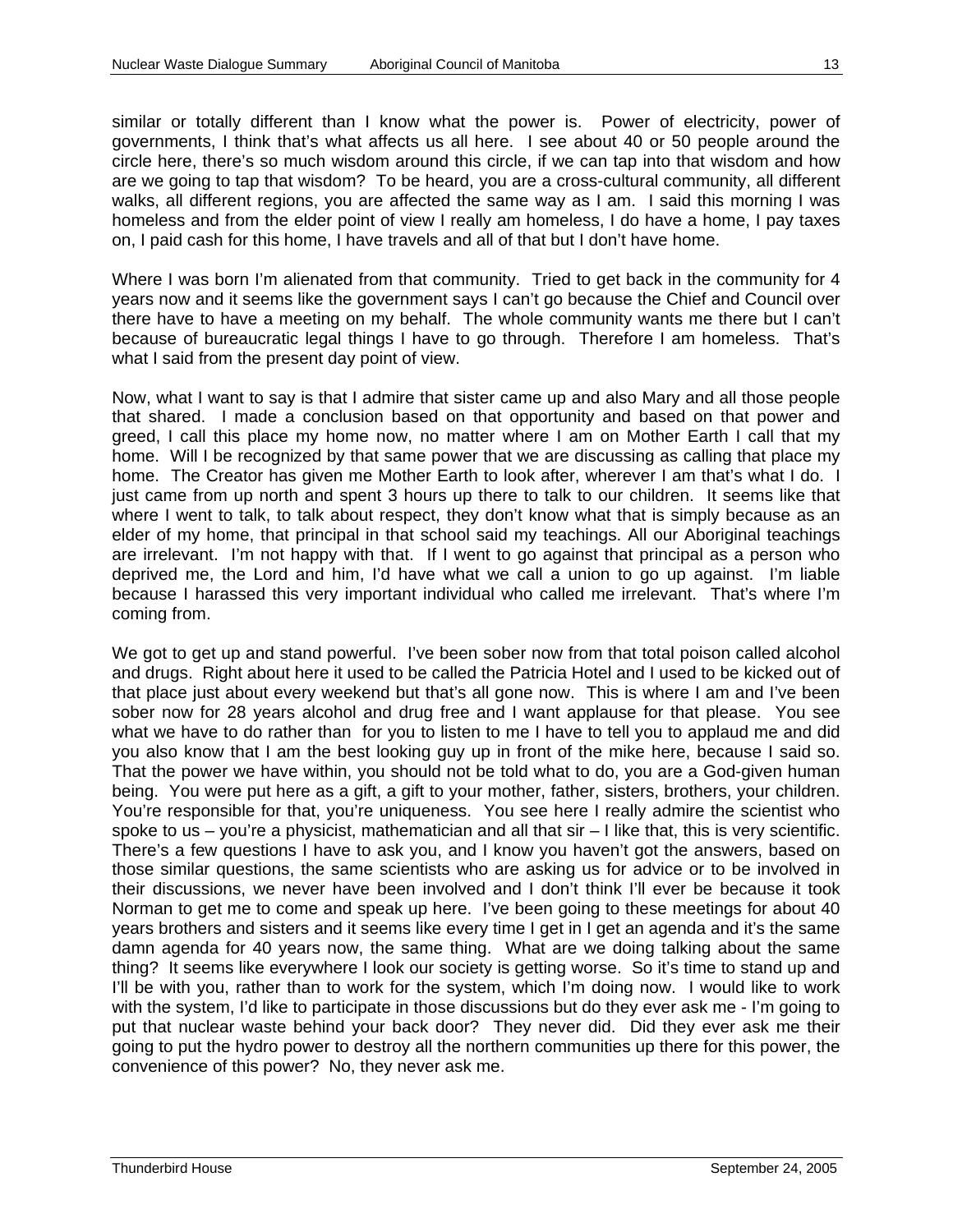similar or totally different than I know what the power is. Power of electricity, power of governments, I think that's what affects us all here. I see about 40 or 50 people around the circle here, there's so much wisdom around this circle, if we can tap into that wisdom and how are we going to tap that wisdom? To be heard, you are a cross-cultural community, all different walks, all different regions, you are affected the same way as I am. I said this morning I was homeless and from the elder point of view I really am homeless, I do have a home, I pay taxes on, I paid cash for this home, I have travels and all of that but I don't have home.

Where I was born I'm alienated from that community. Tried to get back in the community for 4 years now and it seems like the government says I can't go because the Chief and Council over there have to have a meeting on my behalf. The whole community wants me there but I can't because of bureaucratic legal things I have to go through. Therefore I am homeless. That's what I said from the present day point of view.

Now, what I want to say is that I admire that sister came up and also Mary and all those people that shared. I made a conclusion based on that opportunity and based on that power and greed, I call this place my home now, no matter where I am on Mother Earth I call that my home. Will I be recognized by that same power that we are discussing as calling that place my home. The Creator has given me Mother Earth to look after, wherever I am that's what I do. I just came from up north and spent 3 hours up there to talk to our children. It seems like that where I went to talk, to talk about respect, they don't know what that is simply because as an elder of my home, that principal in that school said my teachings. All our Aboriginal teachings are irrelevant. I'm not happy with that. If I went to go against that principal as a person who deprived me, the Lord and him, I'd have what we call a union to go up against. I'm liable because I harassed this very important individual who called me irrelevant. That's where I'm coming from.

We got to get up and stand powerful. I've been sober now from that total poison called alcohol and drugs. Right about here it used to be called the Patricia Hotel and I used to be kicked out of that place just about every weekend but that's all gone now. This is where I am and I've been sober now for 28 years alcohol and drug free and I want applause for that please. You see what we have to do rather than for you to listen to me I have to tell you to applaud me and did you also know that I am the best looking guy up in front of the mike here, because I said so. That the power we have within, you should not be told what to do, you are a God-given human being. You were put here as a gift, a gift to your mother, father, sisters, brothers, your children. You're responsible for that, you're uniqueness. You see here I really admire the scientist who spoke to us – you're a physicist, mathematician and all that sir – I like that, this is very scientific. There's a few questions I have to ask you, and I know you haven't got the answers, based on those similar questions, the same scientists who are asking us for advice or to be involved in their discussions, we never have been involved and I don't think I'll ever be because it took Norman to get me to come and speak up here. I've been going to these meetings for about 40 years brothers and sisters and it seems like every time I get in I get an agenda and it's the same damn agenda for 40 years now, the same thing. What are we doing talking about the same thing? It seems like everywhere I look our society is getting worse. So it's time to stand up and I'll be with you, rather than to work for the system, which I'm doing now. I would like to work with the system, I'd like to participate in those discussions but do they ever ask me - I'm going to put that nuclear waste behind your back door? They never did. Did they ever ask me their going to put the hydro power to destroy all the northern communities up there for this power, the convenience of this power? No, they never ask me.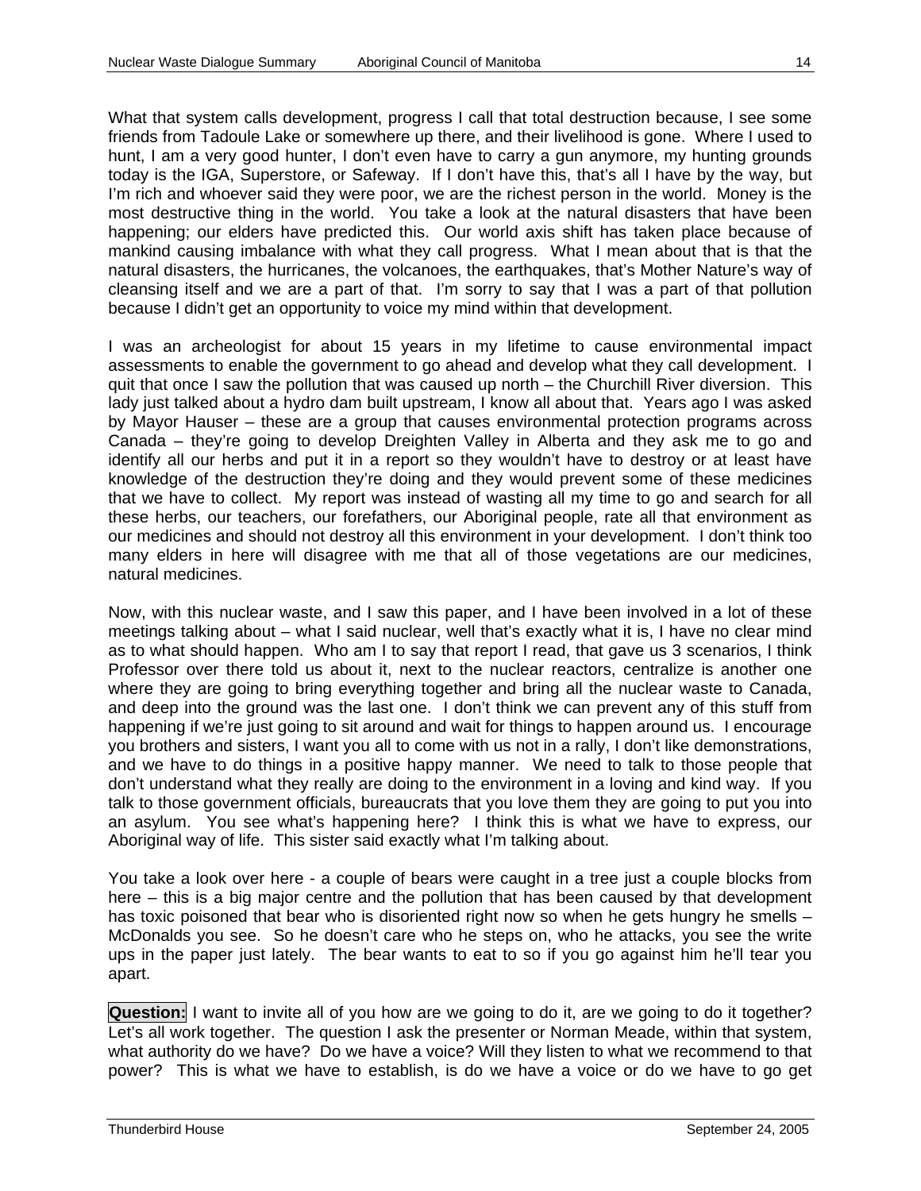What that system calls development, progress I call that total destruction because, I see some friends from Tadoule Lake or somewhere up there, and their livelihood is gone. Where I used to hunt, I am a very good hunter, I don't even have to carry a gun anymore, my hunting grounds today is the IGA, Superstore, or Safeway. If I don't have this, that's all I have by the way, but I'm rich and whoever said they were poor, we are the richest person in the world. Money is the most destructive thing in the world. You take a look at the natural disasters that have been happening; our elders have predicted this. Our world axis shift has taken place because of mankind causing imbalance with what they call progress. What I mean about that is that the natural disasters, the hurricanes, the volcanoes, the earthquakes, that's Mother Nature's way of cleansing itself and we are a part of that. I'm sorry to say that I was a part of that pollution because I didn't get an opportunity to voice my mind within that development.

I was an archeologist for about 15 years in my lifetime to cause environmental impact assessments to enable the government to go ahead and develop what they call development. I quit that once I saw the pollution that was caused up north – the Churchill River diversion. This lady just talked about a hydro dam built upstream, I know all about that. Years ago I was asked by Mayor Hauser – these are a group that causes environmental protection programs across Canada – they're going to develop Dreighten Valley in Alberta and they ask me to go and identify all our herbs and put it in a report so they wouldn't have to destroy or at least have knowledge of the destruction they're doing and they would prevent some of these medicines that we have to collect. My report was instead of wasting all my time to go and search for all these herbs, our teachers, our forefathers, our Aboriginal people, rate all that environment as our medicines and should not destroy all this environment in your development. I don't think too many elders in here will disagree with me that all of those vegetations are our medicines, natural medicines.

Now, with this nuclear waste, and I saw this paper, and I have been involved in a lot of these meetings talking about – what I said nuclear, well that's exactly what it is, I have no clear mind as to what should happen. Who am I to say that report I read, that gave us 3 scenarios, I think Professor over there told us about it, next to the nuclear reactors, centralize is another one where they are going to bring everything together and bring all the nuclear waste to Canada, and deep into the ground was the last one. I don't think we can prevent any of this stuff from happening if we're just going to sit around and wait for things to happen around us. I encourage you brothers and sisters, I want you all to come with us not in a rally, I don't like demonstrations, and we have to do things in a positive happy manner. We need to talk to those people that don't understand what they really are doing to the environment in a loving and kind way. If you talk to those government officials, bureaucrats that you love them they are going to put you into an asylum. You see what's happening here? I think this is what we have to express, our Aboriginal way of life. This sister said exactly what I'm talking about.

You take a look over here - a couple of bears were caught in a tree just a couple blocks from here – this is a big major centre and the pollution that has been caused by that development has toxic poisoned that bear who is disoriented right now so when he gets hungry he smells – McDonalds you see. So he doesn't care who he steps on, who he attacks, you see the write ups in the paper just lately. The bear wants to eat to so if you go against him he'll tear you apart.

**Question:** I want to invite all of you how are we going to do it, are we going to do it together? Let's all work together. The question I ask the presenter or Norman Meade, within that system, what authority do we have? Do we have a voice? Will they listen to what we recommend to that power? This is what we have to establish, is do we have a voice or do we have to go get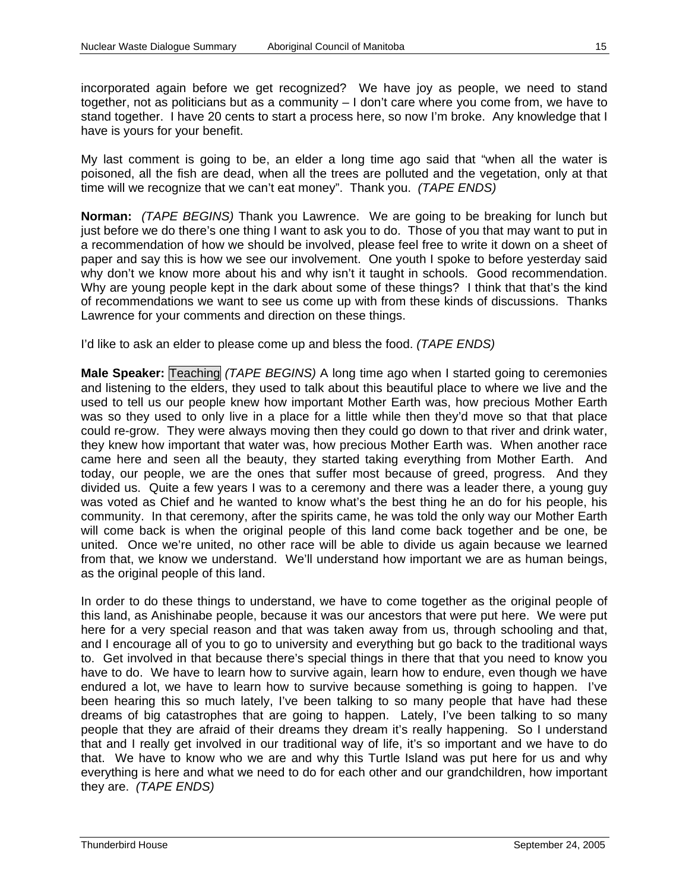incorporated again before we get recognized? We have joy as people, we need to stand together, not as politicians but as a community – I don't care where you come from, we have to stand together. I have 20 cents to start a process here, so now I'm broke. Any knowledge that I have is yours for your benefit.

My last comment is going to be, an elder a long time ago said that "when all the water is poisoned, all the fish are dead, when all the trees are polluted and the vegetation, only at that time will we recognize that we can't eat money". Thank you. *(TAPE ENDS)*

**Norman:** *(TAPE BEGINS)* Thank you Lawrence. We are going to be breaking for lunch but just before we do there's one thing I want to ask you to do. Those of you that may want to put in a recommendation of how we should be involved, please feel free to write it down on a sheet of paper and say this is how we see our involvement. One youth I spoke to before yesterday said why don't we know more about his and why isn't it taught in schools. Good recommendation. Why are young people kept in the dark about some of these things? I think that that's the kind of recommendations we want to see us come up with from these kinds of discussions. Thanks Lawrence for your comments and direction on these things.

I'd like to ask an elder to please come up and bless the food. *(TAPE ENDS)*

**Male Speaker:** Teaching *(TAPE BEGINS)* A long time ago when I started going to ceremonies and listening to the elders, they used to talk about this beautiful place to where we live and the used to tell us our people knew how important Mother Earth was, how precious Mother Earth was so they used to only live in a place for a little while then they'd move so that that place could re-grow. They were always moving then they could go down to that river and drink water, they knew how important that water was, how precious Mother Earth was. When another race came here and seen all the beauty, they started taking everything from Mother Earth. And today, our people, we are the ones that suffer most because of greed, progress. And they divided us. Quite a few years I was to a ceremony and there was a leader there, a young guy was voted as Chief and he wanted to know what's the best thing he an do for his people, his community. In that ceremony, after the spirits came, he was told the only way our Mother Earth will come back is when the original people of this land come back together and be one, be united. Once we're united, no other race will be able to divide us again because we learned from that, we know we understand. We'll understand how important we are as human beings, as the original people of this land.

In order to do these things to understand, we have to come together as the original people of this land, as Anishinabe people, because it was our ancestors that were put here. We were put here for a very special reason and that was taken away from us, through schooling and that, and I encourage all of you to go to university and everything but go back to the traditional ways to. Get involved in that because there's special things in there that that you need to know you have to do. We have to learn how to survive again, learn how to endure, even though we have endured a lot, we have to learn how to survive because something is going to happen. I've been hearing this so much lately, I've been talking to so many people that have had these dreams of big catastrophes that are going to happen. Lately, I've been talking to so many people that they are afraid of their dreams they dream it's really happening. So I understand that and I really get involved in our traditional way of life, it's so important and we have to do that. We have to know who we are and why this Turtle Island was put here for us and why everything is here and what we need to do for each other and our grandchildren, how important they are. *(TAPE ENDS)*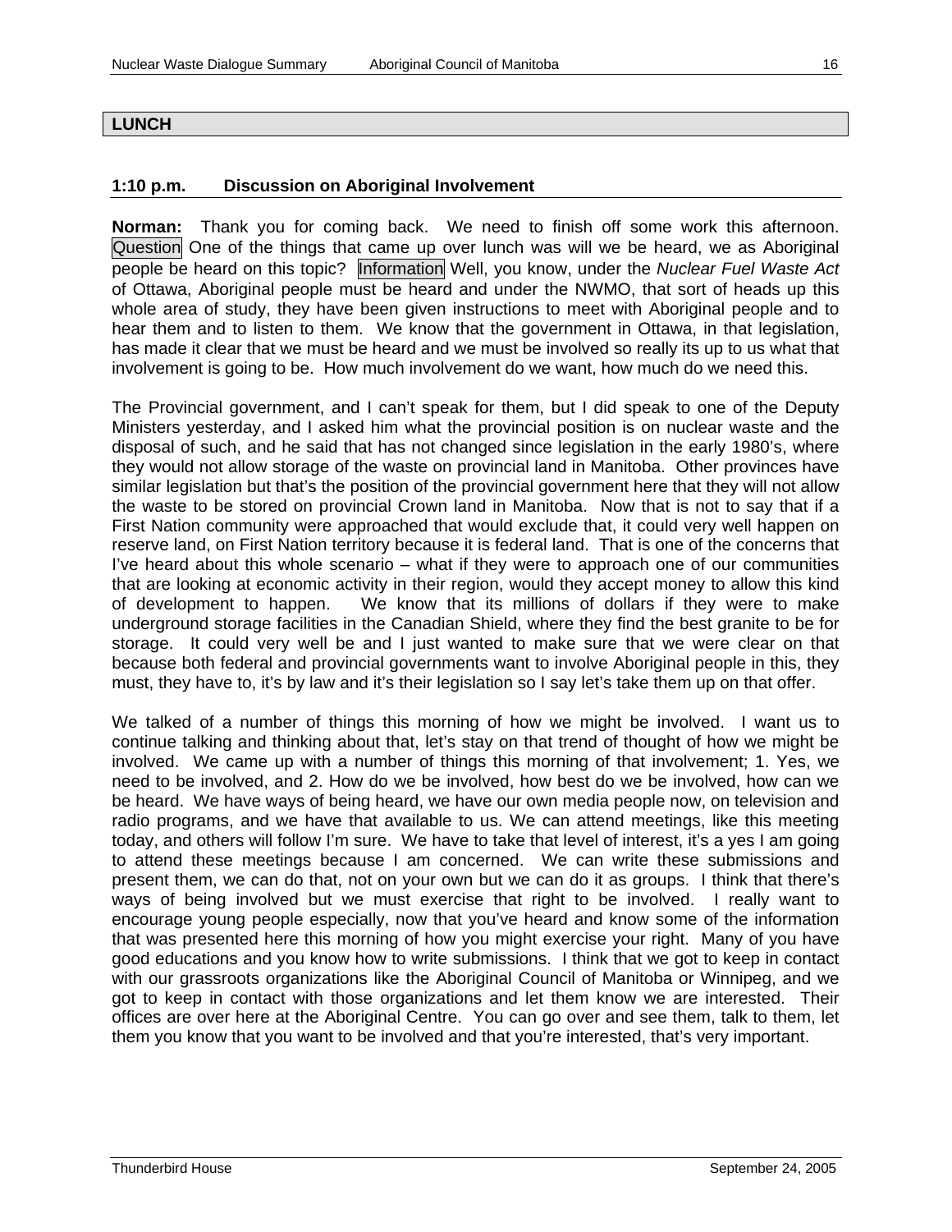**LUNCH**

**1:10 p.m. Discussion on Aboriginal Involvement**

**Norman:** Thank you for coming back. We need to finish off some work this afternoon. Question One of the things that came up over lunch was will we be heard, we as Aboriginal people be heard on this topic? Information Well, you know, under the *Nuclear Fuel Waste Act* of Ottawa, Aboriginal people must be heard and under the NWMO, that sort of heads up this whole area of study, they have been given instructions to meet with Aboriginal people and to hear them and to listen to them. We know that the government in Ottawa, in that legislation, has made it clear that we must be heard and we must be involved so really its up to us what that involvement is going to be. How much involvement do we want, how much do we need this.

The Provincial government, and I can't speak for them, but I did speak to one of the Deputy Ministers yesterday, and I asked him what the provincial position is on nuclear waste and the disposal of such, and he said that has not changed since legislation in the early 1980's, where they would not allow storage of the waste on provincial land in Manitoba. Other provinces have similar legislation but that's the position of the provincial government here that they will not allow the waste to be stored on provincial Crown land in Manitoba. Now that is not to say that if a First Nation community were approached that would exclude that, it could very well happen on reserve land, on First Nation territory because it is federal land. That is one of the concerns that I've heard about this whole scenario – what if they were to approach one of our communities that are looking at economic activity in their region, would they accept money to allow this kind of development to happen. We know that its millions of dollars if they were to make underground storage facilities in the Canadian Shield, where they find the best granite to be for storage. It could very well be and I just wanted to make sure that we were clear on that because both federal and provincial governments want to involve Aboriginal people in this, they must, they have to, it's by law and it's their legislation so I say let's take them up on that offer.

We talked of a number of things this morning of how we might be involved. I want us to continue talking and thinking about that, let's stay on that trend of thought of how we might be involved. We came up with a number of things this morning of that involvement; 1. Yes, we need to be involved, and 2. How do we be involved, how best do we be involved, how can we be heard. We have ways of being heard, we have our own media people now, on television and radio programs, and we have that available to us. We can attend meetings, like this meeting today, and others will follow I'm sure. We have to take that level of interest, it's a yes I am going to attend these meetings because I am concerned. We can write these submissions and present them, we can do that, not on your own but we can do it as groups. I think that there's ways of being involved but we must exercise that right to be involved. I really want to encourage young people especially, now that you've heard and know some of the information that was presented here this morning of how you might exercise your right. Many of you have good educations and you know how to write submissions. I think that we got to keep in contact with our grassroots organizations like the Aboriginal Council of Manitoba or Winnipeg, and we got to keep in contact with those organizations and let them know we are interested. Their offices are over here at the Aboriginal Centre. You can go over and see them, talk to them, let them you know that you want to be involved and that you're interested, that's very important.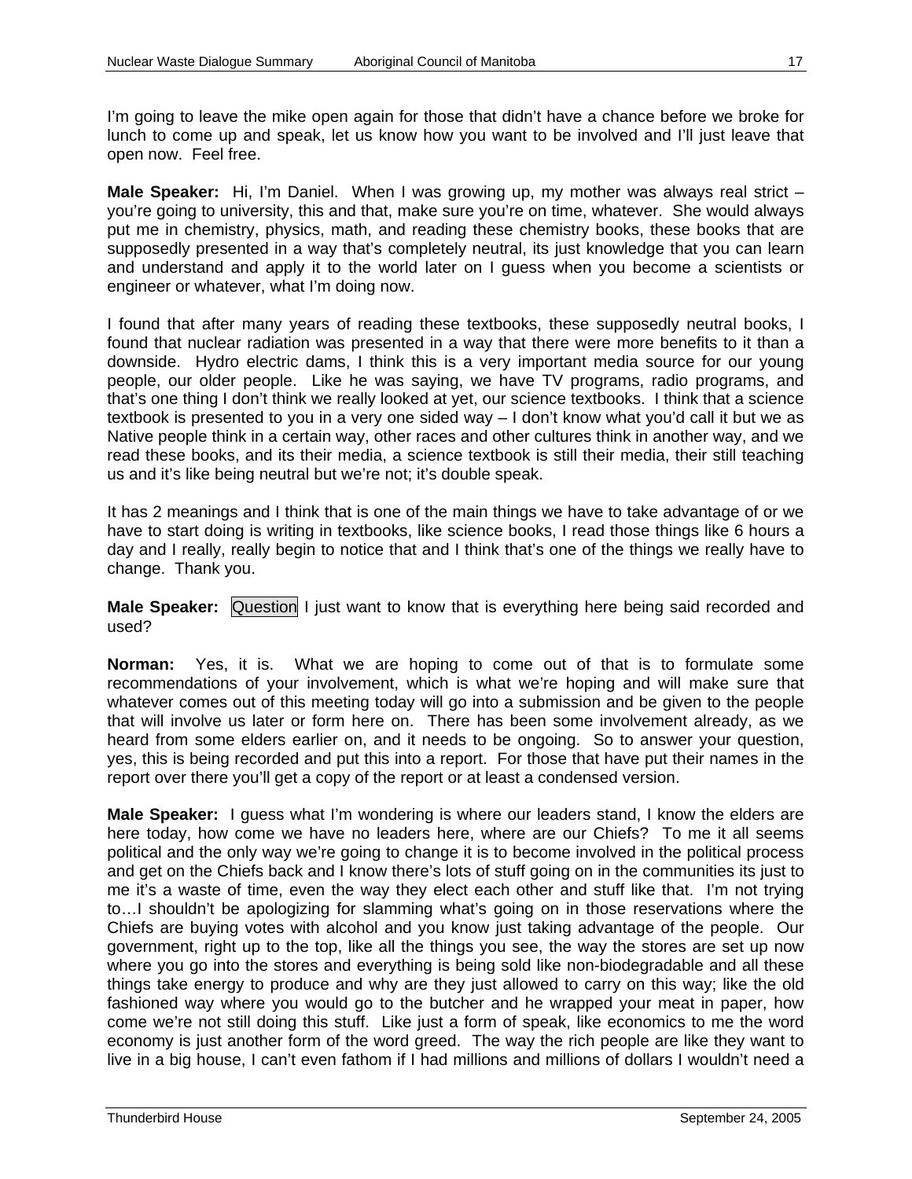I'm going to leave the mike open again for those that didn't have a chance before we broke for lunch to come up and speak, let us know how you want to be involved and I'll just leave that open now. Feel free.

**Male Speaker:** Hi, I'm Daniel. When I was growing up, my mother was always real strict – you're going to university, this and that, make sure you're on time, whatever. She would always put me in chemistry, physics, math, and reading these chemistry books, these books that are supposedly presented in a way that's completely neutral, its just knowledge that you can learn and understand and apply it to the world later on I guess when you become a scientists or engineer or whatever, what I'm doing now.

I found that after many years of reading these textbooks, these supposedly neutral books, I found that nuclear radiation was presented in a way that there were more benefits to it than a downside. Hydro electric dams, I think this is a very important media source for our young people, our older people. Like he was saying, we have TV programs, radio programs, and that's one thing I don't think we really looked at yet, our science textbooks. I think that a science textbook is presented to you in a very one sided way – I don't know what you'd call it but we as Native people think in a certain way, other races and other cultures think in another way, and we read these books, and its their media, a science textbook is still their media, their still teaching us and it's like being neutral but we're not; it's double speak.

It has 2 meanings and I think that is one of the main things we have to take advantage of or we have to start doing is writing in textbooks, like science books, I read those things like 6 hours a day and I really, really begin to notice that and I think that's one of the things we really have to change. Thank you.

**Male Speaker:** Question I just want to know that is everything here being said recorded and used?

**Norman:** Yes, it is. What we are hoping to come out of that is to formulate some recommendations of your involvement, which is what we're hoping and will make sure that whatever comes out of this meeting today will go into a submission and be given to the people that will involve us later or form here on. There has been some involvement already, as we heard from some elders earlier on, and it needs to be ongoing. So to answer your question, yes, this is being recorded and put this into a report. For those that have put their names in the report over there you'll get a copy of the report or at least a condensed version.

**Male Speaker:** I guess what I'm wondering is where our leaders stand, I know the elders are here today, how come we have no leaders here, where are our Chiefs? To me it all seems political and the only way we're going to change it is to become involved in the political process and get on the Chiefs back and I know there's lots of stuff going on in the communities its just to me it's a waste of time, even the way they elect each other and stuff like that. I'm not trying to…I shouldn't be apologizing for slamming what's going on in those reservations where the Chiefs are buying votes with alcohol and you know just taking advantage of the people. Our government, right up to the top, like all the things you see, the way the stores are set up now where you go into the stores and everything is being sold like non-biodegradable and all these things take energy to produce and why are they just allowed to carry on this way; like the old fashioned way where you would go to the butcher and he wrapped your meat in paper, how come we're not still doing this stuff. Like just a form of speak, like economics to me the word economy is just another form of the word greed. The way the rich people are like they want to live in a big house, I can't even fathom if I had millions and millions of dollars I wouldn't need a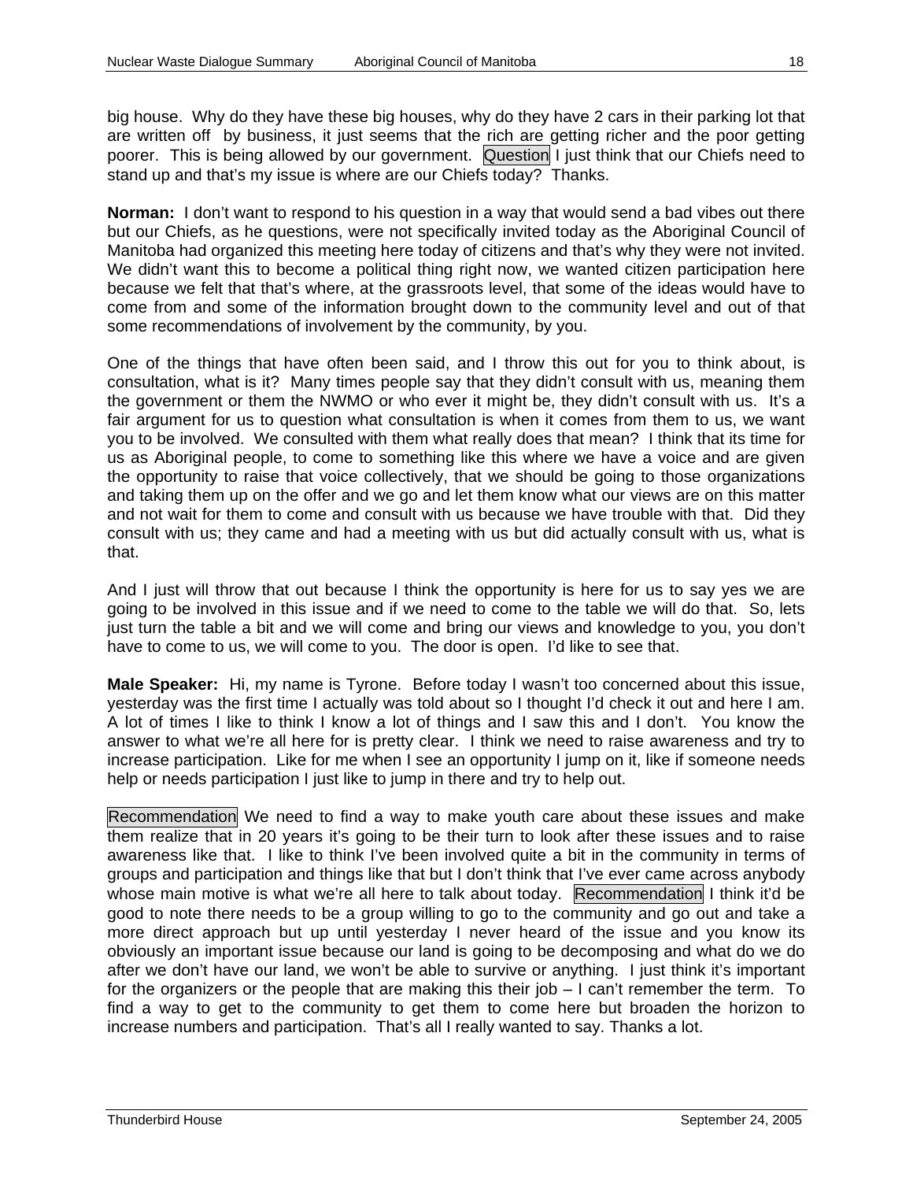big house. Why do they have these big houses, why do they have 2 cars in their parking lot that are written off by business, it just seems that the rich are getting richer and the poor getting poorer. This is being allowed by our government. Question I just think that our Chiefs need to stand up and that's my issue is where are our Chiefs today? Thanks.

**Norman:** I don't want to respond to his question in a way that would send a bad vibes out there but our Chiefs, as he questions, were not specifically invited today as the Aboriginal Council of Manitoba had organized this meeting here today of citizens and that's why they were not invited. We didn't want this to become a political thing right now, we wanted citizen participation here because we felt that that's where, at the grassroots level, that some of the ideas would have to come from and some of the information brought down to the community level and out of that some recommendations of involvement by the community, by you.

One of the things that have often been said, and I throw this out for you to think about, is consultation, what is it? Many times people say that they didn't consult with us, meaning them the government or them the NWMO or who ever it might be, they didn't consult with us. It's a fair argument for us to question what consultation is when it comes from them to us, we want you to be involved. We consulted with them what really does that mean? I think that its time for us as Aboriginal people, to come to something like this where we have a voice and are given the opportunity to raise that voice collectively, that we should be going to those organizations and taking them up on the offer and we go and let them know what our views are on this matter and not wait for them to come and consult with us because we have trouble with that. Did they consult with us; they came and had a meeting with us but did actually consult with us, what is that.

And I just will throw that out because I think the opportunity is here for us to say yes we are going to be involved in this issue and if we need to come to the table we will do that. So, lets just turn the table a bit and we will come and bring our views and knowledge to you, you don't have to come to us, we will come to you. The door is open. I'd like to see that.

**Male Speaker:** Hi, my name is Tyrone. Before today I wasn't too concerned about this issue, yesterday was the first time I actually was told about so I thought I'd check it out and here I am. A lot of times I like to think I know a lot of things and I saw this and I don't. You know the answer to what we're all here for is pretty clear. I think we need to raise awareness and try to increase participation. Like for me when I see an opportunity I jump on it, like if someone needs help or needs participation I just like to jump in there and try to help out.

Recommendation We need to find a way to make youth care about these issues and make them realize that in 20 years it's going to be their turn to look after these issues and to raise awareness like that. I like to think I've been involved quite a bit in the community in terms of groups and participation and things like that but I don't think that I've ever came across anybody whose main motive is what we're all here to talk about today. Recommendation I think it'd be good to note there needs to be a group willing to go to the community and go out and take a more direct approach but up until yesterday I never heard of the issue and you know its obviously an important issue because our land is going to be decomposing and what do we do after we don't have our land, we won't be able to survive or anything. I just think it's important for the organizers or the people that are making this their job – I can't remember the term. To find a way to get to the community to get them to come here but broaden the horizon to increase numbers and participation. That's all I really wanted to say. Thanks a lot.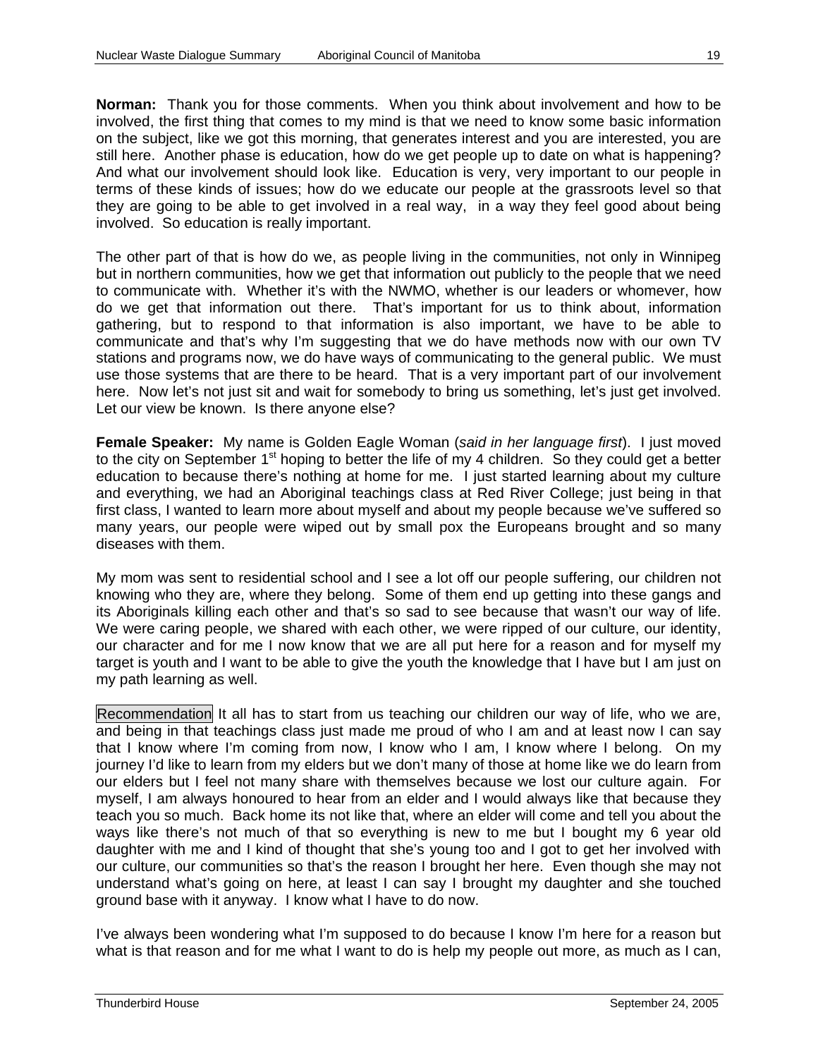**Norman:** Thank you for those comments. When you think about involvement and how to be involved, the first thing that comes to my mind is that we need to know some basic information on the subject, like we got this morning, that generates interest and you are interested, you are still here. Another phase is education, how do we get people up to date on what is happening? And what our involvement should look like. Education is very, very important to our people in terms of these kinds of issues; how do we educate our people at the grassroots level so that they are going to be able to get involved in a real way, in a way they feel good about being involved. So education is really important.

The other part of that is how do we, as people living in the communities, not only in Winnipeg but in northern communities, how we get that information out publicly to the people that we need to communicate with. Whether it's with the NWMO, whether is our leaders or whomever, how do we get that information out there. That's important for us to think about, information gathering, but to respond to that information is also important, we have to be able to communicate and that's why I'm suggesting that we do have methods now with our own TV stations and programs now, we do have ways of communicating to the general public. We must use those systems that are there to be heard. That is a very important part of our involvement here. Now let's not just sit and wait for somebody to bring us something, let's just get involved. Let our view be known. Is there anyone else?

**Female Speaker:** My name is Golden Eagle Woman (*said in her language first*). I just moved to the city on September 1st hoping to better the life of my 4 children. So they could get a better education to because there's nothing at home for me. I just started learning about my culture and everything, we had an Aboriginal teachings class at Red River College; just being in that first class, I wanted to learn more about myself and about my people because we've suffered so many years, our people were wiped out by small pox the Europeans brought and so many diseases with them.

My mom was sent to residential school and I see a lot off our people suffering, our children not knowing who they are, where they belong. Some of them end up getting into these gangs and its Aboriginals killing each other and that's so sad to see because that wasn't our way of life. We were caring people, we shared with each other, we were ripped of our culture, our identity, our character and for me I now know that we are all put here for a reason and for myself my target is youth and I want to be able to give the youth the knowledge that I have but I am just on my path learning as well.

Recommendation It all has to start from us teaching our children our way of life, who we are, and being in that teachings class just made me proud of who I am and at least now I can say that I know where I'm coming from now, I know who I am, I know where I belong. On my journey I'd like to learn from my elders but we don't many of those at home like we do learn from our elders but I feel not many share with themselves because we lost our culture again. For myself, I am always honoured to hear from an elder and I would always like that because they teach you so much. Back home its not like that, where an elder will come and tell you about the ways like there's not much of that so everything is new to me but I bought my 6 year old daughter with me and I kind of thought that she's young too and I got to get her involved with our culture, our communities so that's the reason I brought her here. Even though she may not understand what's going on here, at least I can say I brought my daughter and she touched ground base with it anyway. I know what I have to do now.

I've always been wondering what I'm supposed to do because I know I'm here for a reason but what is that reason and for me what I want to do is help my people out more, as much as I can,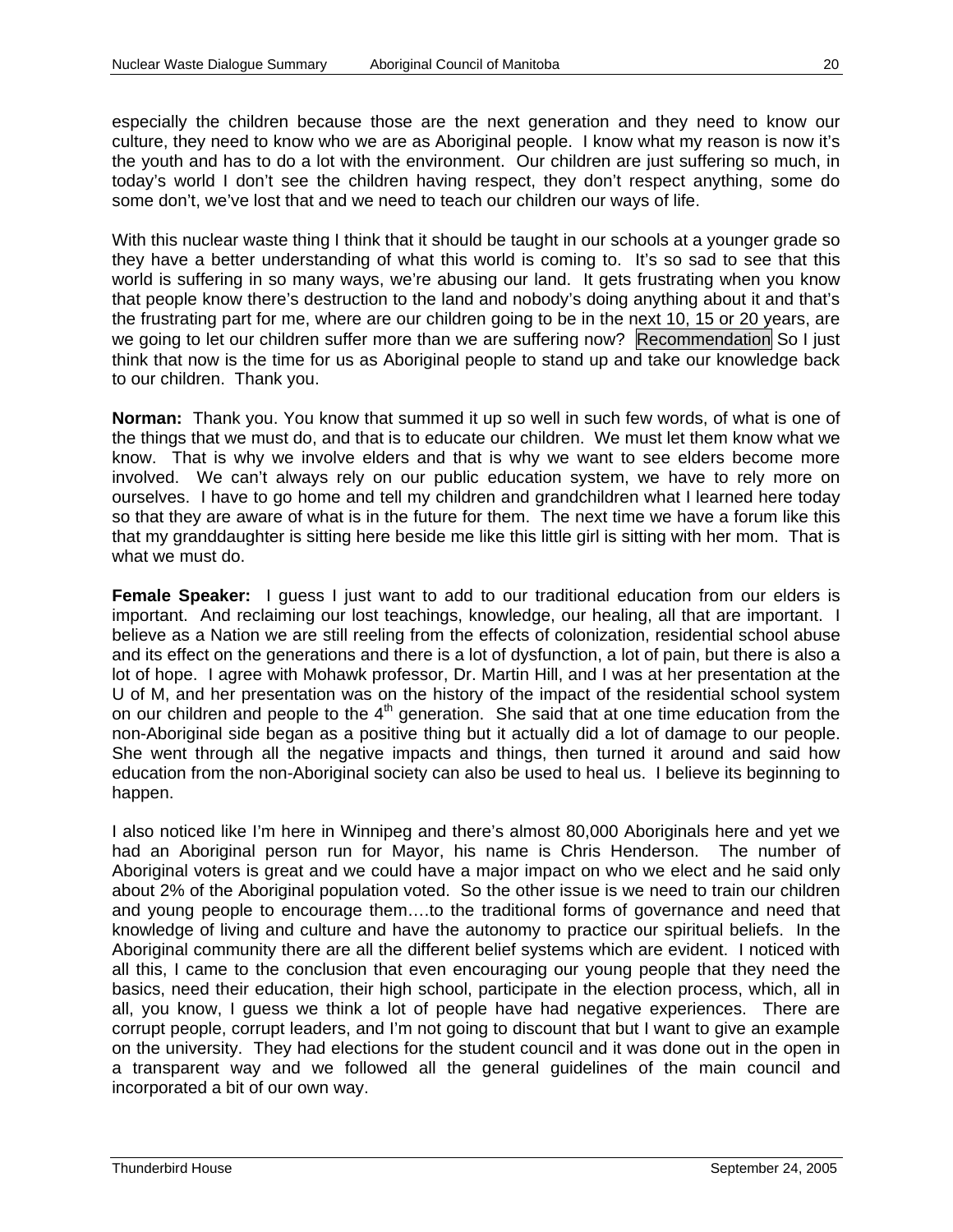especially the children because those are the next generation and they need to know our culture, they need to know who we are as Aboriginal people. I know what my reason is now it's the youth and has to do a lot with the environment. Our children are just suffering so much, in today's world I don't see the children having respect, they don't respect anything, some do some don't, we've lost that and we need to teach our children our ways of life.

With this nuclear waste thing I think that it should be taught in our schools at a younger grade so they have a better understanding of what this world is coming to. It's so sad to see that this world is suffering in so many ways, we're abusing our land. It gets frustrating when you know that people know there's destruction to the land and nobody's doing anything about it and that's the frustrating part for me, where are our children going to be in the next 10, 15 or 20 years, are we going to let our children suffer more than we are suffering now? Recommendation So I just think that now is the time for us as Aboriginal people to stand up and take our knowledge back to our children. Thank you.

**Norman:** Thank you. You know that summed it up so well in such few words, of what is one of the things that we must do, and that is to educate our children. We must let them know what we know. That is why we involve elders and that is why we want to see elders become more involved. We can't always rely on our public education system, we have to rely more on ourselves. I have to go home and tell my children and grandchildren what I learned here today so that they are aware of what is in the future for them. The next time we have a forum like this that my granddaughter is sitting here beside me like this little girl is sitting with her mom. That is what we must do.

**Female Speaker:** I guess I just want to add to our traditional education from our elders is important. And reclaiming our lost teachings, knowledge, our healing, all that are important. I believe as a Nation we are still reeling from the effects of colonization, residential school abuse and its effect on the generations and there is a lot of dysfunction, a lot of pain, but there is also a lot of hope. I agree with Mohawk professor, Dr. Martin Hill, and I was at her presentation at the U of M, and her presentation was on the history of the impact of the residential school system on our children and people to the 4th generation. She said that at one time education from the non-Aboriginal side began as a positive thing but it actually did a lot of damage to our people. She went through all the negative impacts and things, then turned it around and said how education from the non-Aboriginal society can also be used to heal us. I believe its beginning to happen.

I also noticed like I'm here in Winnipeg and there's almost 80,000 Aboriginals here and yet we had an Aboriginal person run for Mayor, his name is Chris Henderson. The number of Aboriginal voters is great and we could have a major impact on who we elect and he said only about 2% of the Aboriginal population voted. So the other issue is we need to train our children and young people to encourage them….to the traditional forms of governance and need that knowledge of living and culture and have the autonomy to practice our spiritual beliefs. In the Aboriginal community there are all the different belief systems which are evident. I noticed with all this, I came to the conclusion that even encouraging our young people that they need the basics, need their education, their high school, participate in the election process, which, all in all, you know, I guess we think a lot of people have had negative experiences. There are corrupt people, corrupt leaders, and I'm not going to discount that but I want to give an example on the university. They had elections for the student council and it was done out in the open in a transparent way and we followed all the general guidelines of the main council and incorporated a bit of our own way.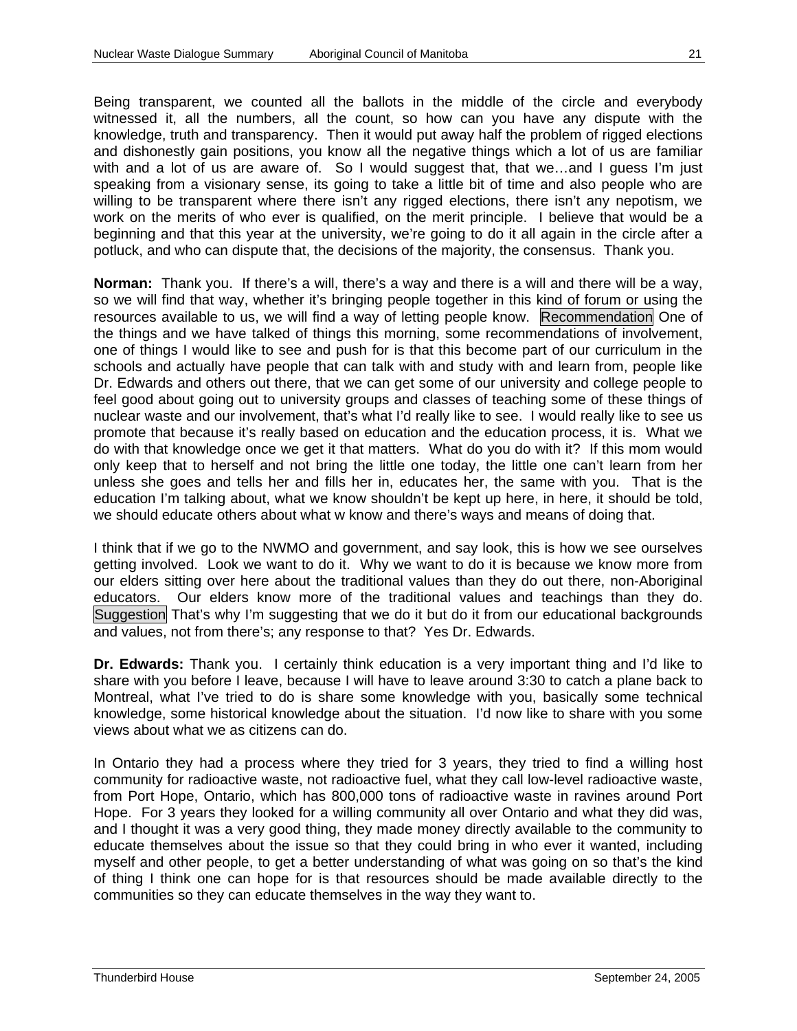Being transparent, we counted all the ballots in the middle of the circle and everybody witnessed it, all the numbers, all the count, so how can you have any dispute with the knowledge, truth and transparency. Then it would put away half the problem of rigged elections and dishonestly gain positions, you know all the negative things which a lot of us are familiar with and a lot of us are aware of. So I would suggest that, that we…and I guess I'm just speaking from a visionary sense, its going to take a little bit of time and also people who are willing to be transparent where there isn't any rigged elections, there isn't any nepotism, we work on the merits of who ever is qualified, on the merit principle. I believe that would be a beginning and that this year at the university, we're going to do it all again in the circle after a potluck, and who can dispute that, the decisions of the majority, the consensus. Thank you.

**Norman:** Thank you. If there's a will, there's a way and there is a will and there will be a way, so we will find that way, whether it's bringing people together in this kind of forum or using the resources available to us, we will find a way of letting people know. Recommendation One of the things and we have talked of things this morning, some recommendations of involvement, one of things I would like to see and push for is that this become part of our curriculum in the schools and actually have people that can talk with and study with and learn from, people like Dr. Edwards and others out there, that we can get some of our university and college people to feel good about going out to university groups and classes of teaching some of these things of nuclear waste and our involvement, that's what I'd really like to see. I would really like to see us promote that because it's really based on education and the education process, it is. What we do with that knowledge once we get it that matters. What do you do with it? If this mom would only keep that to herself and not bring the little one today, the little one can't learn from her unless she goes and tells her and fills her in, educates her, the same with you. That is the education I'm talking about, what we know shouldn't be kept up here, in here, it should be told, we should educate others about what w know and there's ways and means of doing that.

I think that if we go to the NWMO and government, and say look, this is how we see ourselves getting involved. Look we want to do it. Why we want to do it is because we know more from our elders sitting over here about the traditional values than they do out there, non-Aboriginal educators. Our elders know more of the traditional values and teachings than they do. Suggestion That's why I'm suggesting that we do it but do it from our educational backgrounds and values, not from there's; any response to that? Yes Dr. Edwards.

**Dr. Edwards:** Thank you. I certainly think education is a very important thing and I'd like to share with you before I leave, because I will have to leave around 3:30 to catch a plane back to Montreal, what I've tried to do is share some knowledge with you, basically some technical knowledge, some historical knowledge about the situation. I'd now like to share with you some views about what we as citizens can do.

In Ontario they had a process where they tried for 3 years, they tried to find a willing host community for radioactive waste, not radioactive fuel, what they call low-level radioactive waste, from Port Hope, Ontario, which has 800,000 tons of radioactive waste in ravines around Port Hope. For 3 years they looked for a willing community all over Ontario and what they did was, and I thought it was a very good thing, they made money directly available to the community to educate themselves about the issue so that they could bring in who ever it wanted, including myself and other people, to get a better understanding of what was going on so that's the kind of thing I think one can hope for is that resources should be made available directly to the communities so they can educate themselves in the way they want to.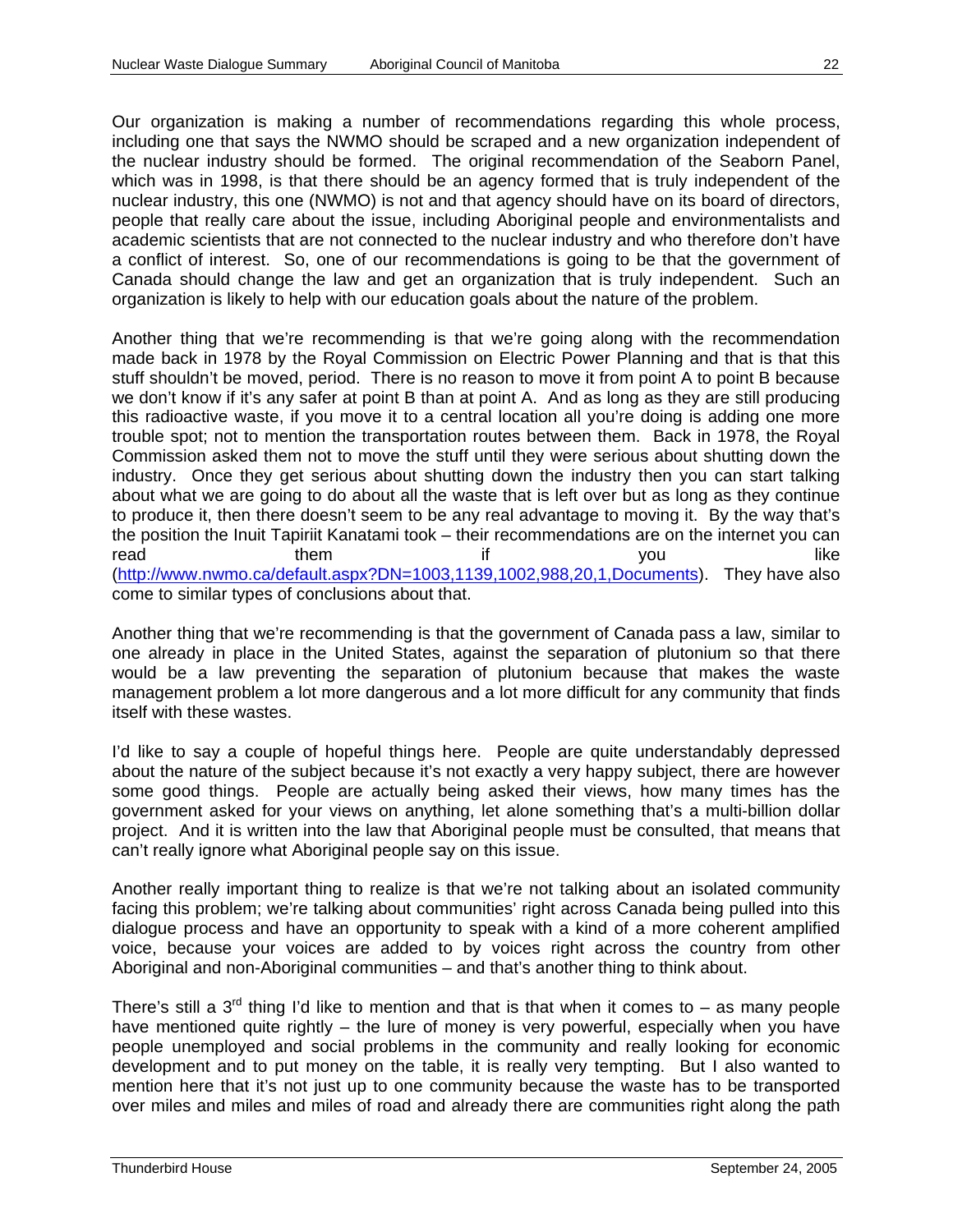Our organization is making a number of recommendations regarding this whole process, including one that says the NWMO should be scraped and a new organization independent of the nuclear industry should be formed. The original recommendation of the Seaborn Panel, which was in 1998, is that there should be an agency formed that is truly independent of the nuclear industry, this one (NWMO) is not and that agency should have on its board of directors, people that really care about the issue, including Aboriginal people and environmentalists and academic scientists that are not connected to the nuclear industry and who therefore don't have a conflict of interest. So, one of our recommendations is going to be that the government of Canada should change the law and get an organization that is truly independent. Such an organization is likely to help with our education goals about the nature of the problem.

Another thing that we're recommending is that we're going along with the recommendation made back in 1978 by the Royal Commission on Electric Power Planning and that is that this stuff shouldn't be moved, period. There is no reason to move it from point A to point B because we don't know if it's any safer at point B than at point A. And as long as they are still producing this radioactive waste, if you move it to a central location all you're doing is adding one more trouble spot; not to mention the transportation routes between them. Back in 1978, the Royal Commission asked them not to move the stuff until they were serious about shutting down the industry. Once they get serious about shutting down the industry then you can start talking about what we are going to do about all the waste that is left over but as long as they continue to produce it, then there doesn't seem to be any real advantage to moving it. By the way that's the position the Inuit Tapiriit Kanatami took – their recommendations are on the internet you can read them if you like (http://www.nwmo.ca/default.aspx?DN=1003,1139,1002,988,20,1,Documents). They have also come to similar types of conclusions about that.

Another thing that we're recommending is that the government of Canada pass a law, similar to one already in place in the United States, against the separation of plutonium so that there would be a law preventing the separation of plutonium because that makes the waste management problem a lot more dangerous and a lot more difficult for any community that finds itself with these wastes.

I'd like to say a couple of hopeful things here. People are quite understandably depressed about the nature of the subject because it's not exactly a very happy subject, there are however some good things. People are actually being asked their views, how many times has the government asked for your views on anything, let alone something that's a multi-billion dollar project. And it is written into the law that Aboriginal people must be consulted, that means that can't really ignore what Aboriginal people say on this issue.

Another really important thing to realize is that we're not talking about an isolated community facing this problem; we're talking about communities' right across Canada being pulled into this dialogue process and have an opportunity to speak with a kind of a more coherent amplified voice, because your voices are added to by voices right across the country from other Aboriginal and non-Aboriginal communities – and that's another thing to think about.

There's still a 3rd thing I'd like to mention and that is that when it comes to – as many people have mentioned quite rightly – the lure of money is very powerful, especially when you have people unemployed and social problems in the community and really looking for economic development and to put money on the table, it is really very tempting. But I also wanted to mention here that it's not just up to one community because the waste has to be transported over miles and miles and miles of road and already there are communities right along the path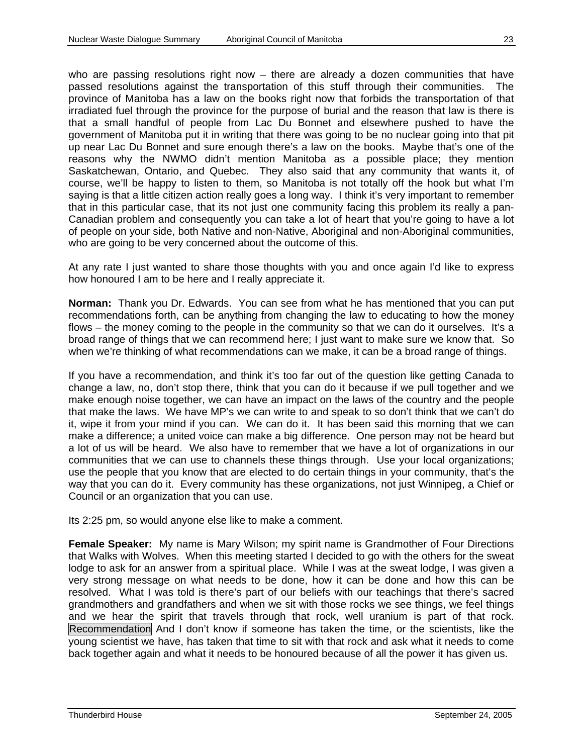who are passing resolutions right now – there are already a dozen communities that have passed resolutions against the transportation of this stuff through their communities. The province of Manitoba has a law on the books right now that forbids the transportation of that irradiated fuel through the province for the purpose of burial and the reason that law is there is that a small handful of people from Lac Du Bonnet and elsewhere pushed to have the government of Manitoba put it in writing that there was going to be no nuclear going into that pit up near Lac Du Bonnet and sure enough there's a law on the books. Maybe that's one of the reasons why the NWMO didn't mention Manitoba as a possible place; they mention Saskatchewan, Ontario, and Quebec. They also said that any community that wants it, of course, we'll be happy to listen to them, so Manitoba is not totally off the hook but what I'm saying is that a little citizen action really goes a long way. I think it's very important to remember that in this particular case, that its not just one community facing this problem its really a pan-Canadian problem and consequently you can take a lot of heart that you're going to have a lot of people on your side, both Native and non-Native, Aboriginal and non-Aboriginal communities, who are going to be very concerned about the outcome of this.

At any rate I just wanted to share those thoughts with you and once again I'd like to express how honoured I am to be here and I really appreciate it.

**Norman:** Thank you Dr. Edwards. You can see from what he has mentioned that you can put recommendations forth, can be anything from changing the law to educating to how the money flows – the money coming to the people in the community so that we can do it ourselves. It's a broad range of things that we can recommend here; I just want to make sure we know that. So when we're thinking of what recommendations can we make, it can be a broad range of things.

If you have a recommendation, and think it's too far out of the question like getting Canada to change a law, no, don't stop there, think that you can do it because if we pull together and we make enough noise together, we can have an impact on the laws of the country and the people that make the laws. We have MP's we can write to and speak to so don't think that we can't do it, wipe it from your mind if you can. We can do it. It has been said this morning that we can make a difference; a united voice can make a big difference. One person may not be heard but a lot of us will be heard. We also have to remember that we have a lot of organizations in our communities that we can use to channels these things through. Use your local organizations; use the people that you know that are elected to do certain things in your community, that's the way that you can do it. Every community has these organizations, not just Winnipeg, a Chief or Council or an organization that you can use.

Its 2:25 pm, so would anyone else like to make a comment.

**Female Speaker:** My name is Mary Wilson; my spirit name is Grandmother of Four Directions that Walks with Wolves. When this meeting started I decided to go with the others for the sweat lodge to ask for an answer from a spiritual place. While I was at the sweat lodge, I was given a very strong message on what needs to be done, how it can be done and how this can be resolved. What I was told is there's part of our beliefs with our teachings that there's sacred grandmothers and grandfathers and when we sit with those rocks we see things, we feel things and we hear the spirit that travels through that rock, well uranium is part of that rock. Recommendation And I don't know if someone has taken the time, or the scientists, like the young scientist we have, has taken that time to sit with that rock and ask what it needs to come back together again and what it needs to be honoured because of all the power it has given us.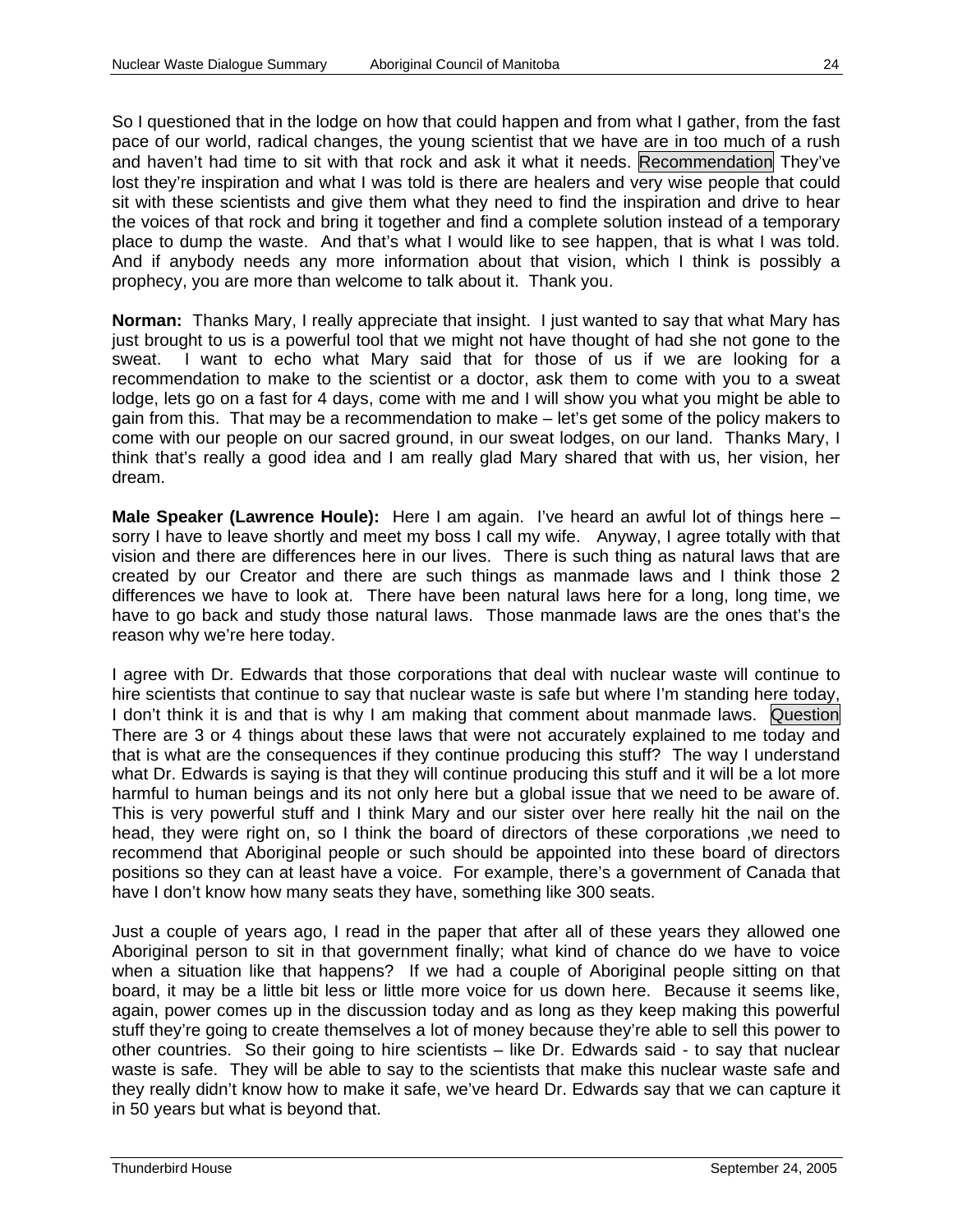So I questioned that in the lodge on how that could happen and from what I gather, from the fast pace of our world, radical changes, the young scientist that we have are in too much of a rush and haven't had time to sit with that rock and ask it what it needs. Recommendation They've lost they're inspiration and what I was told is there are healers and very wise people that could sit with these scientists and give them what they need to find the inspiration and drive to hear the voices of that rock and bring it together and find a complete solution instead of a temporary place to dump the waste. And that's what I would like to see happen, that is what I was told. And if anybody needs any more information about that vision, which I think is possibly a prophecy, you are more than welcome to talk about it. Thank you.

**Norman:** Thanks Mary, I really appreciate that insight. I just wanted to say that what Mary has just brought to us is a powerful tool that we might not have thought of had she not gone to the sweat. I want to echo what Mary said that for those of us if we are looking for a recommendation to make to the scientist or a doctor, ask them to come with you to a sweat lodge, lets go on a fast for 4 days, come with me and I will show you what you might be able to gain from this. That may be a recommendation to make – let's get some of the policy makers to come with our people on our sacred ground, in our sweat lodges, on our land. Thanks Mary, I think that's really a good idea and I am really glad Mary shared that with us, her vision, her dream.

**Male Speaker (Lawrence Houle):** Here I am again. I've heard an awful lot of things here – sorry I have to leave shortly and meet my boss I call my wife. Anyway, I agree totally with that vision and there are differences here in our lives. There is such thing as natural laws that are created by our Creator and there are such things as manmade laws and I think those 2 differences we have to look at. There have been natural laws here for a long, long time, we have to go back and study those natural laws. Those manmade laws are the ones that's the reason why we're here today.

I agree with Dr. Edwards that those corporations that deal with nuclear waste will continue to hire scientists that continue to say that nuclear waste is safe but where I'm standing here today, I don't think it is and that is why I am making that comment about manmade laws. Question There are 3 or 4 things about these laws that were not accurately explained to me today and that is what are the consequences if they continue producing this stuff? The way I understand what Dr. Edwards is saying is that they will continue producing this stuff and it will be a lot more harmful to human beings and its not only here but a global issue that we need to be aware of. This is very powerful stuff and I think Mary and our sister over here really hit the nail on the head, they were right on, so I think the board of directors of these corporations ,we need to recommend that Aboriginal people or such should be appointed into these board of directors positions so they can at least have a voice. For example, there's a government of Canada that have I don't know how many seats they have, something like 300 seats.

Just a couple of years ago, I read in the paper that after all of these years they allowed one Aboriginal person to sit in that government finally; what kind of chance do we have to voice when a situation like that happens? If we had a couple of Aboriginal people sitting on that board, it may be a little bit less or little more voice for us down here. Because it seems like, again, power comes up in the discussion today and as long as they keep making this powerful stuff they're going to create themselves a lot of money because they're able to sell this power to other countries. So their going to hire scientists – like Dr. Edwards said - to say that nuclear waste is safe. They will be able to say to the scientists that make this nuclear waste safe and they really didn't know how to make it safe, we've heard Dr. Edwards say that we can capture it in 50 years but what is beyond that.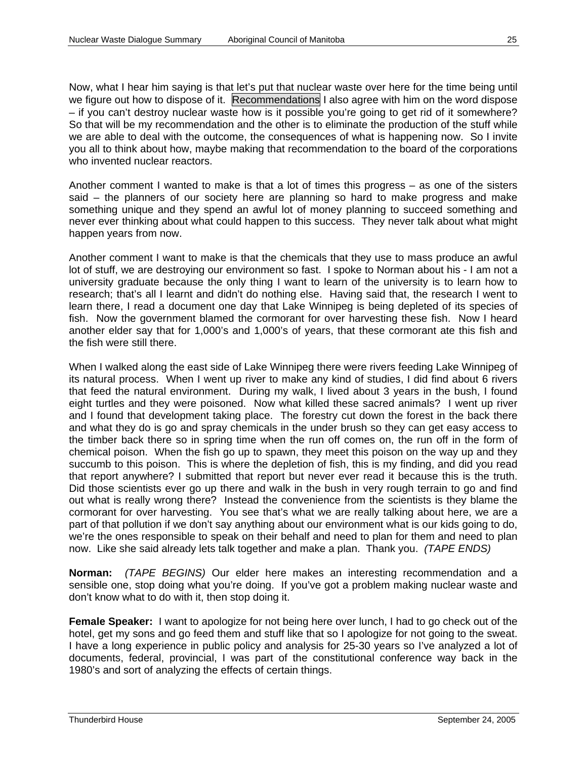Now, what I hear him saying is that let's put that nuclear waste over here for the time being until we figure out how to dispose of it. Recommendations I also agree with him on the word dispose – if you can't destroy nuclear waste how is it possible you're going to get rid of it somewhere? So that will be my recommendation and the other is to eliminate the production of the stuff while we are able to deal with the outcome, the consequences of what is happening now. So I invite you all to think about how, maybe making that recommendation to the board of the corporations who invented nuclear reactors.

Another comment I wanted to make is that a lot of times this progress – as one of the sisters said – the planners of our society here are planning so hard to make progress and make something unique and they spend an awful lot of money planning to succeed something and never ever thinking about what could happen to this success. They never talk about what might happen years from now.

Another comment I want to make is that the chemicals that they use to mass produce an awful lot of stuff, we are destroying our environment so fast. I spoke to Norman about his - I am not a university graduate because the only thing I want to learn of the university is to learn how to research; that's all I learnt and didn't do nothing else. Having said that, the research I went to learn there, I read a document one day that Lake Winnipeg is being depleted of its species of fish. Now the government blamed the cormorant for over harvesting these fish. Now I heard another elder say that for 1,000's and 1,000's of years, that these cormorant ate this fish and the fish were still there.

When I walked along the east side of Lake Winnipeg there were rivers feeding Lake Winnipeg of its natural process. When I went up river to make any kind of studies, I did find about 6 rivers that feed the natural environment. During my walk, I lived about 3 years in the bush, I found eight turtles and they were poisoned. Now what killed these sacred animals? I went up river and I found that development taking place. The forestry cut down the forest in the back there and what they do is go and spray chemicals in the under brush so they can get easy access to the timber back there so in spring time when the run off comes on, the run off in the form of chemical poison. When the fish go up to spawn, they meet this poison on the way up and they succumb to this poison. This is where the depletion of fish, this is my finding, and did you read that report anywhere? I submitted that report but never ever read it because this is the truth. Did those scientists ever go up there and walk in the bush in very rough terrain to go and find out what is really wrong there? Instead the convenience from the scientists is they blame the cormorant for over harvesting. You see that's what we are really talking about here, we are a part of that pollution if we don't say anything about our environment what is our kids going to do, we're the ones responsible to speak on their behalf and need to plan for them and need to plan now. Like she said already lets talk together and make a plan. Thank you. *(TAPE ENDS)*

**Norman:** *(TAPE BEGINS)* Our elder here makes an interesting recommendation and a sensible one, stop doing what you're doing. If you've got a problem making nuclear waste and don't know what to do with it, then stop doing it.

**Female Speaker:** I want to apologize for not being here over lunch, I had to go check out of the hotel, get my sons and go feed them and stuff like that so I apologize for not going to the sweat. I have a long experience in public policy and analysis for 25-30 years so I've analyzed a lot of documents, federal, provincial, I was part of the constitutional conference way back in the 1980's and sort of analyzing the effects of certain things.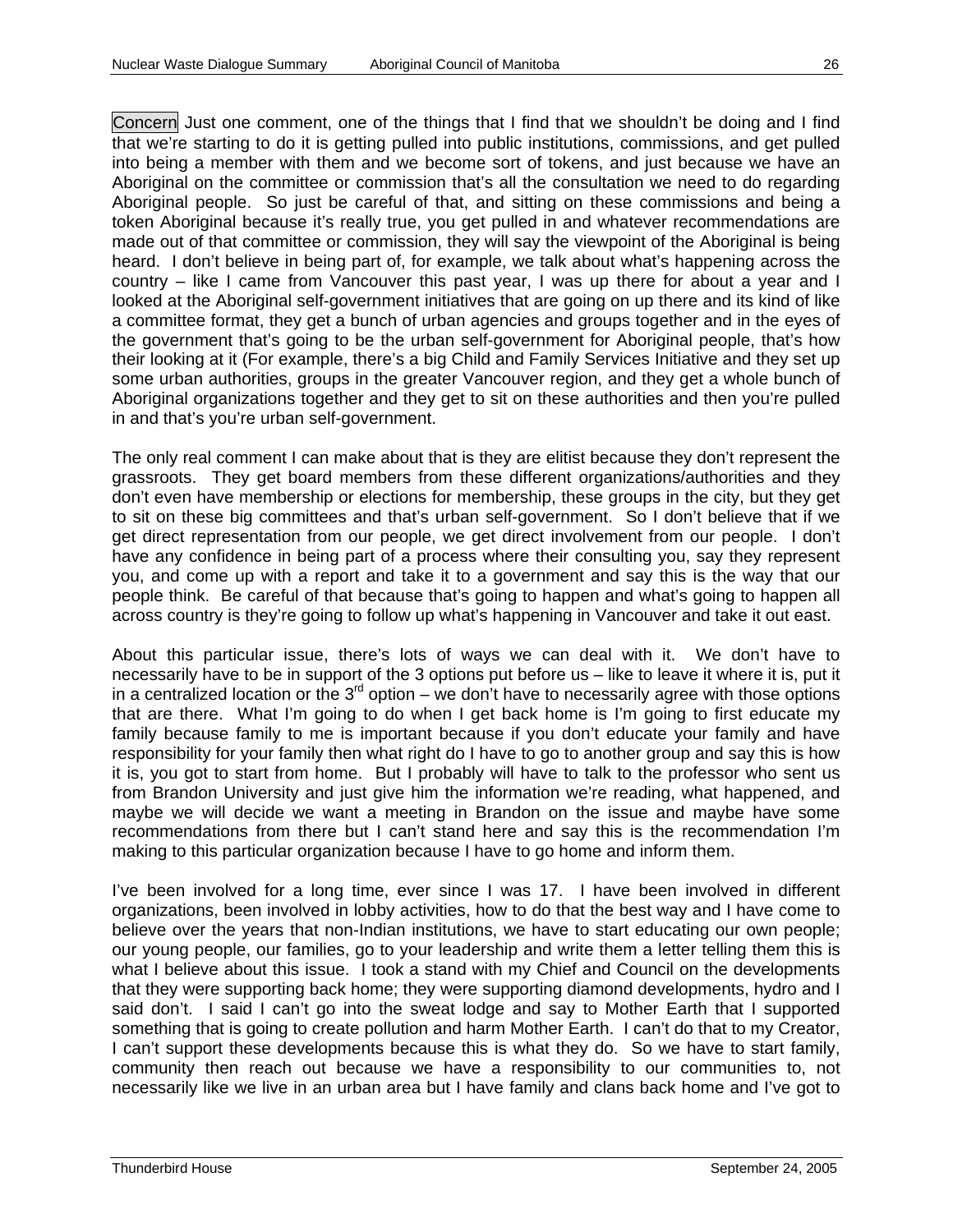Concern Just one comment, one of the things that I find that we shouldn't be doing and I find that we're starting to do it is getting pulled into public institutions, commissions, and get pulled into being a member with them and we become sort of tokens, and just because we have an Aboriginal on the committee or commission that's all the consultation we need to do regarding Aboriginal people. So just be careful of that, and sitting on these commissions and being a token Aboriginal because it's really true, you get pulled in and whatever recommendations are made out of that committee or commission, they will say the viewpoint of the Aboriginal is being heard. I don't believe in being part of, for example, we talk about what's happening across the country – like I came from Vancouver this past year, I was up there for about a year and I looked at the Aboriginal self-government initiatives that are going on up there and its kind of like a committee format, they get a bunch of urban agencies and groups together and in the eyes of the government that's going to be the urban self-government for Aboriginal people, that's how their looking at it (For example, there's a big Child and Family Services Initiative and they set up some urban authorities, groups in the greater Vancouver region, and they get a whole bunch of Aboriginal organizations together and they get to sit on these authorities and then you're pulled in and that's you're urban self-government.

The only real comment I can make about that is they are elitist because they don't represent the grassroots. They get board members from these different organizations/authorities and they don't even have membership or elections for membership, these groups in the city, but they get to sit on these big committees and that's urban self-government. So I don't believe that if we get direct representation from our people, we get direct involvement from our people. I don't have any confidence in being part of a process where their consulting you, say they represent you, and come up with a report and take it to a government and say this is the way that our people think. Be careful of that because that's going to happen and what's going to happen all across country is they're going to follow up what's happening in Vancouver and take it out east.

About this particular issue, there's lots of ways we can deal with it. We don't have to necessarily have to be in support of the 3 options put before us – like to leave it where it is, put it in a centralized location or the 3rd option – we don't have to necessarily agree with those options that are there. What I'm going to do when I get back home is I'm going to first educate my family because family to me is important because if you don't educate your family and have responsibility for your family then what right do I have to go to another group and say this is how it is, you got to start from home. But I probably will have to talk to the professor who sent us from Brandon University and just give him the information we're reading, what happened, and maybe we will decide we want a meeting in Brandon on the issue and maybe have some recommendations from there but I can't stand here and say this is the recommendation I'm making to this particular organization because I have to go home and inform them.

I've been involved for a long time, ever since I was 17. I have been involved in different organizations, been involved in lobby activities, how to do that the best way and I have come to believe over the years that non-Indian institutions, we have to start educating our own people; our young people, our families, go to your leadership and write them a letter telling them this is what I believe about this issue. I took a stand with my Chief and Council on the developments that they were supporting back home; they were supporting diamond developments, hydro and I said don't. I said I can't go into the sweat lodge and say to Mother Earth that I supported something that is going to create pollution and harm Mother Earth. I can't do that to my Creator, I can't support these developments because this is what they do. So we have to start family, community then reach out because we have a responsibility to our communities to, not necessarily like we live in an urban area but I have family and clans back home and I've got to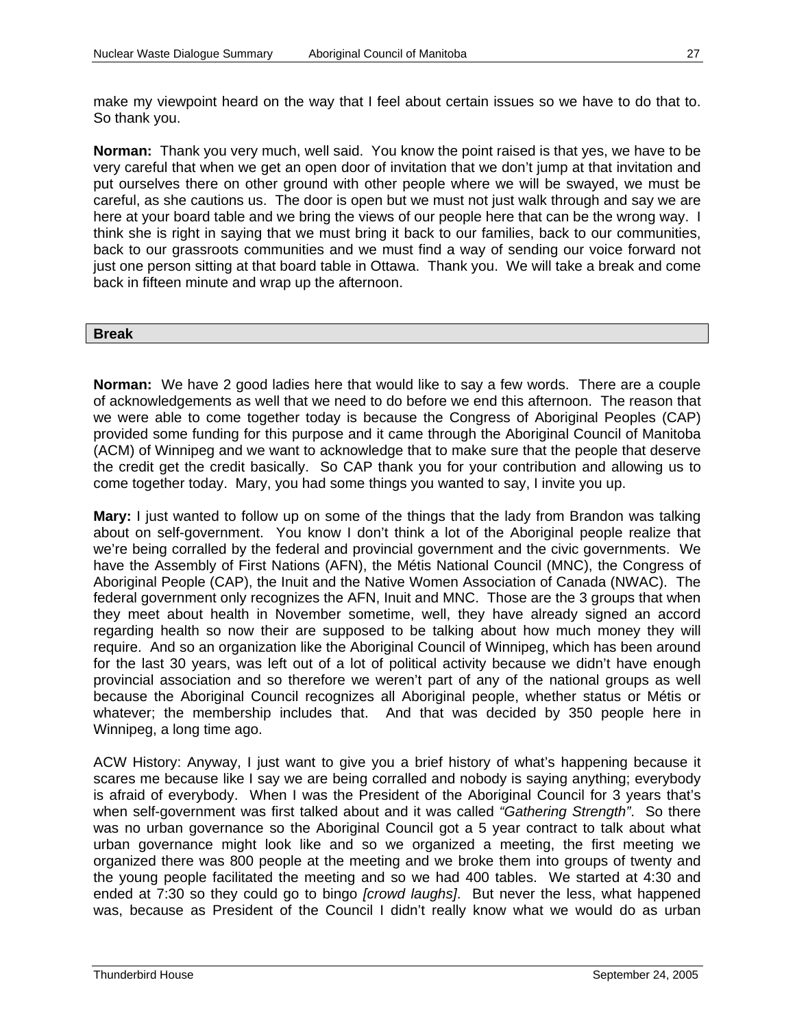make my viewpoint heard on the way that I feel about certain issues so we have to do that to. So thank you.

**Norman:** Thank you very much, well said. You know the point raised is that yes, we have to be very careful that when we get an open door of invitation that we don't jump at that invitation and put ourselves there on other ground with other people where we will be swayed, we must be careful, as she cautions us. The door is open but we must not just walk through and say we are here at your board table and we bring the views of our people here that can be the wrong way. I think she is right in saying that we must bring it back to our families, back to our communities, back to our grassroots communities and we must find a way of sending our voice forward not just one person sitting at that board table in Ottawa. Thank you. We will take a break and come back in fifteen minute and wrap up the afternoon.

**Break**

**Norman:** We have 2 good ladies here that would like to say a few words. There are a couple of acknowledgements as well that we need to do before we end this afternoon. The reason that we were able to come together today is because the Congress of Aboriginal Peoples (CAP) provided some funding for this purpose and it came through the Aboriginal Council of Manitoba (ACM) of Winnipeg and we want to acknowledge that to make sure that the people that deserve the credit get the credit basically. So CAP thank you for your contribution and allowing us to come together today. Mary, you had some things you wanted to say, I invite you up.

**Mary:** I just wanted to follow up on some of the things that the lady from Brandon was talking about on self-government. You know I don't think a lot of the Aboriginal people realize that we're being corralled by the federal and provincial government and the civic governments. We have the Assembly of First Nations (AFN), the Métis National Council (MNC), the Congress of Aboriginal People (CAP), the Inuit and the Native Women Association of Canada (NWAC). The federal government only recognizes the AFN, Inuit and MNC. Those are the 3 groups that when they meet about health in November sometime, well, they have already signed an accord regarding health so now their are supposed to be talking about how much money they will require. And so an organization like the Aboriginal Council of Winnipeg, which has been around for the last 30 years, was left out of a lot of political activity because we didn't have enough provincial association and so therefore we weren't part of any of the national groups as well because the Aboriginal Council recognizes all Aboriginal people, whether status or Métis or whatever; the membership includes that. And that was decided by 350 people here in Winnipeg, a long time ago.

ACW History: Anyway, I just want to give you a brief history of what's happening because it scares me because like I say we are being corralled and nobody is saying anything; everybody is afraid of everybody. When I was the President of the Aboriginal Council for 3 years that's when self-government was first talked about and it was called *"Gathering Strength"*. So there was no urban governance so the Aboriginal Council got a 5 year contract to talk about what urban governance might look like and so we organized a meeting, the first meeting we organized there was 800 people at the meeting and we broke them into groups of twenty and the young people facilitated the meeting and so we had 400 tables. We started at 4:30 and ended at 7:30 so they could go to bingo *[crowd laughs]*. But never the less, what happened was, because as President of the Council I didn't really know what we would do as urban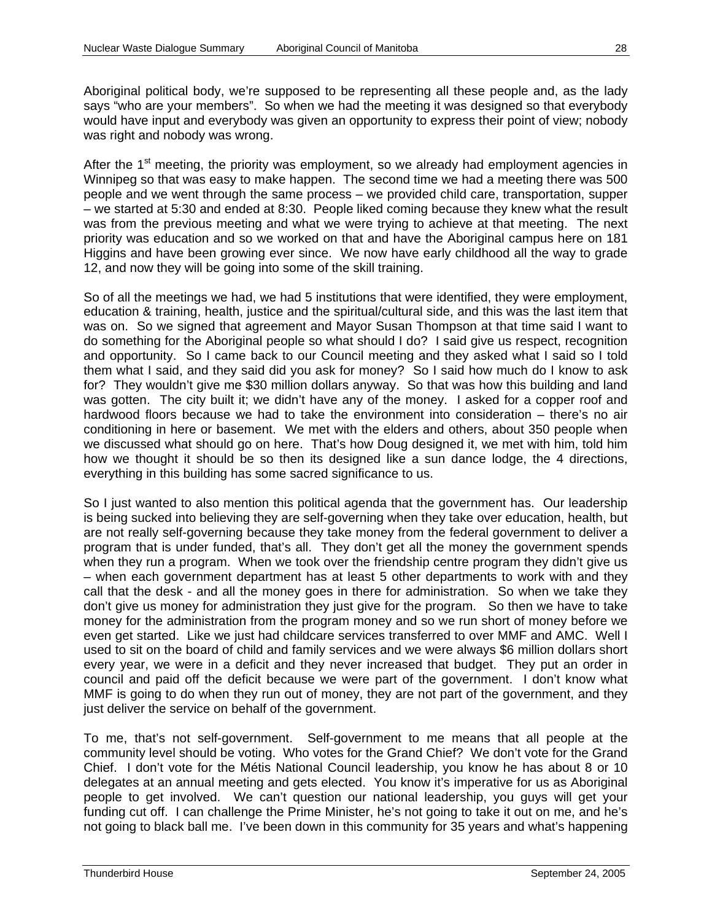Aboriginal political body, we're supposed to be representing all these people and, as the lady says "who are your members". So when we had the meeting it was designed so that everybody would have input and everybody was given an opportunity to express their point of view; nobody was right and nobody was wrong.

After the 1st meeting, the priority was employment, so we already had employment agencies in Winnipeg so that was easy to make happen. The second time we had a meeting there was 500 people and we went through the same process – we provided child care, transportation, supper – we started at 5:30 and ended at 8:30. People liked coming because they knew what the result was from the previous meeting and what we were trying to achieve at that meeting. The next priority was education and so we worked on that and have the Aboriginal campus here on 181 Higgins and have been growing ever since. We now have early childhood all the way to grade 12, and now they will be going into some of the skill training.

So of all the meetings we had, we had 5 institutions that were identified, they were employment, education & training, health, justice and the spiritual/cultural side, and this was the last item that was on. So we signed that agreement and Mayor Susan Thompson at that time said I want to do something for the Aboriginal people so what should I do? I said give us respect, recognition and opportunity. So I came back to our Council meeting and they asked what I said so I told them what I said, and they said did you ask for money? So I said how much do I know to ask for? They wouldn't give me $30 million dollars anyway. So that was how this building and land was gotten. The city built it; we didn't have any of the money. I asked for a copper roof and hardwood floors because we had to take the environment into consideration – there's no air conditioning in here or basement. We met with the elders and others, about 350 people when we discussed what should go on here. That's how Doug designed it, we met with him, told him how we thought it should be so then its designed like a sun dance lodge, the 4 directions, everything in this building has some sacred significance to us.

So I just wanted to also mention this political agenda that the government has. Our leadership is being sucked into believing they are self-governing when they take over education, health, but are not really self-governing because they take money from the federal government to deliver a program that is under funded, that's all. They don't get all the money the government spends when they run a program. When we took over the friendship centre program they didn't give us – when each government department has at least 5 other departments to work with and they call that the desk - and all the money goes in there for administration. So when we take they don't give us money for administration they just give for the program. So then we have to take money for the administration from the program money and so we run short of money before we even get started. Like we just had childcare services transferred to over MMF and AMC. Well I used to sit on the board of child and family services and we were always $6 million dollars short every year, we were in a deficit and they never increased that budget. They put an order in council and paid off the deficit because we were part of the government. I don't know what MMF is going to do when they run out of money, they are not part of the government, and they just deliver the service on behalf of the government.

To me, that's not self-government. Self-government to me means that all people at the community level should be voting. Who votes for the Grand Chief? We don't vote for the Grand Chief. I don't vote for the Métis National Council leadership, you know he has about 8 or 10 delegates at an annual meeting and gets elected. You know it's imperative for us as Aboriginal people to get involved. We can't question our national leadership, you guys will get your funding cut off. I can challenge the Prime Minister, he's not going to take it out on me, and he's not going to black ball me. I've been down in this community for 35 years and what's happening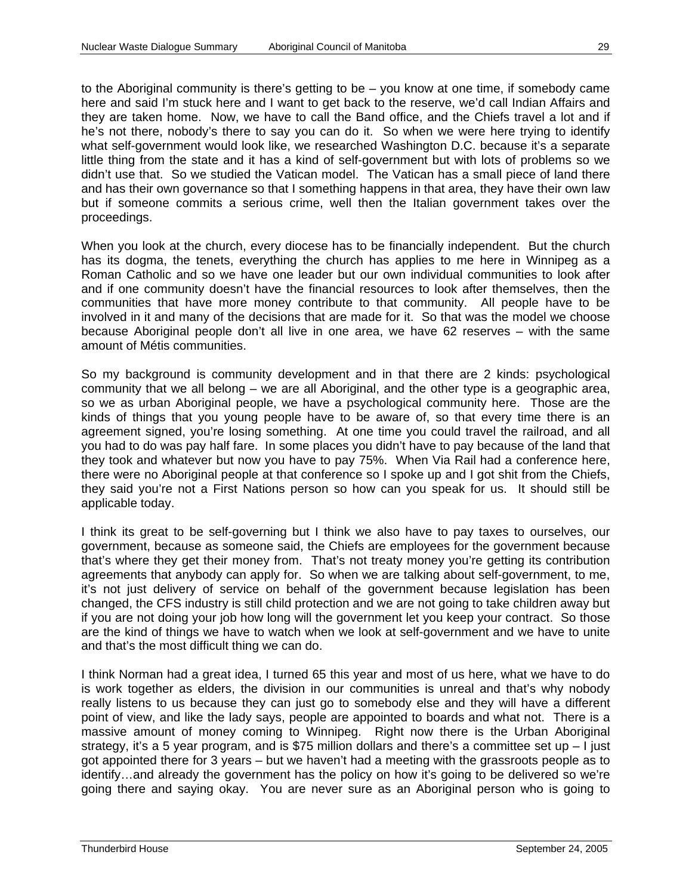to the Aboriginal community is there's getting to be – you know at one time, if somebody came here and said I'm stuck here and I want to get back to the reserve, we'd call Indian Affairs and they are taken home. Now, we have to call the Band office, and the Chiefs travel a lot and if he's not there, nobody's there to say you can do it. So when we were here trying to identify what self-government would look like, we researched Washington D.C. because it's a separate little thing from the state and it has a kind of self-government but with lots of problems so we didn't use that. So we studied the Vatican model. The Vatican has a small piece of land there and has their own governance so that I something happens in that area, they have their own law but if someone commits a serious crime, well then the Italian government takes over the proceedings.

When you look at the church, every diocese has to be financially independent. But the church has its dogma, the tenets, everything the church has applies to me here in Winnipeg as a Roman Catholic and so we have one leader but our own individual communities to look after and if one community doesn't have the financial resources to look after themselves, then the communities that have more money contribute to that community. All people have to be involved in it and many of the decisions that are made for it. So that was the model we choose because Aboriginal people don't all live in one area, we have 62 reserves – with the same amount of Métis communities.

So my background is community development and in that there are 2 kinds: psychological community that we all belong – we are all Aboriginal, and the other type is a geographic area, so we as urban Aboriginal people, we have a psychological community here. Those are the kinds of things that you young people have to be aware of, so that every time there is an agreement signed, you're losing something. At one time you could travel the railroad, and all you had to do was pay half fare. In some places you didn't have to pay because of the land that they took and whatever but now you have to pay 75%. When Via Rail had a conference here, there were no Aboriginal people at that conference so I spoke up and I got shit from the Chiefs, they said you're not a First Nations person so how can you speak for us. It should still be applicable today.

I think its great to be self-governing but I think we also have to pay taxes to ourselves, our government, because as someone said, the Chiefs are employees for the government because that's where they get their money from. That's not treaty money you're getting its contribution agreements that anybody can apply for. So when we are talking about self-government, to me, it's not just delivery of service on behalf of the government because legislation has been changed, the CFS industry is still child protection and we are not going to take children away but if you are not doing your job how long will the government let you keep your contract. So those are the kind of things we have to watch when we look at self-government and we have to unite and that's the most difficult thing we can do.

I think Norman had a great idea, I turned 65 this year and most of us here, what we have to do is work together as elders, the division in our communities is unreal and that's why nobody really listens to us because they can just go to somebody else and they will have a different point of view, and like the lady says, people are appointed to boards and what not. There is a massive amount of money coming to Winnipeg. Right now there is the Urban Aboriginal strategy, it's a 5 year program, and is $75 million dollars and there's a committee set up – I just got appointed there for 3 years – but we haven't had a meeting with the grassroots people as to identify…and already the government has the policy on how it's going to be delivered so we're going there and saying okay. You are never sure as an Aboriginal person who is going to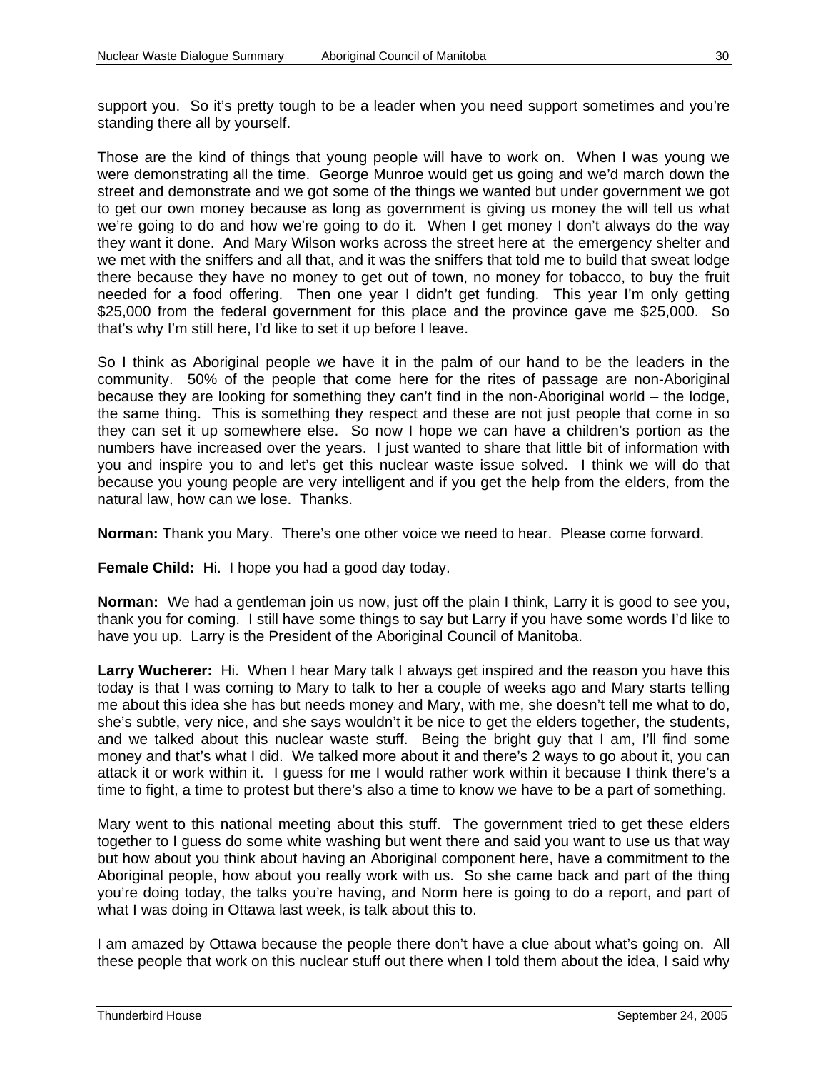support you. So it's pretty tough to be a leader when you need support sometimes and you're standing there all by yourself.

Those are the kind of things that young people will have to work on. When I was young we were demonstrating all the time. George Munroe would get us going and we'd march down the street and demonstrate and we got some of the things we wanted but under government we got to get our own money because as long as government is giving us money the will tell us what we're going to do and how we're going to do it. When I get money I don't always do the way they want it done. And Mary Wilson works across the street here at the emergency shelter and we met with the sniffers and all that, and it was the sniffers that told me to build that sweat lodge there because they have no money to get out of town, no money for tobacco, to buy the fruit needed for a food offering. Then one year I didn't get funding. This year I'm only getting $25,000 from the federal government for this place and the province gave me $25,000. So that's why I'm still here, I'd like to set it up before I leave.

So I think as Aboriginal people we have it in the palm of our hand to be the leaders in the community. 50% of the people that come here for the rites of passage are non-Aboriginal because they are looking for something they can't find in the non-Aboriginal world – the lodge, the same thing. This is something they respect and these are not just people that come in so they can set it up somewhere else. So now I hope we can have a children's portion as the numbers have increased over the years. I just wanted to share that little bit of information with you and inspire you to and let's get this nuclear waste issue solved. I think we will do that because you young people are very intelligent and if you get the help from the elders, from the natural law, how can we lose. Thanks.

**Norman:** Thank you Mary. There's one other voice we need to hear. Please come forward.

**Female Child:** Hi. I hope you had a good day today.

**Norman:** We had a gentleman join us now, just off the plain I think, Larry it is good to see you, thank you for coming. I still have some things to say but Larry if you have some words I'd like to have you up. Larry is the President of the Aboriginal Council of Manitoba.

**Larry Wucherer:** Hi. When I hear Mary talk I always get inspired and the reason you have this today is that I was coming to Mary to talk to her a couple of weeks ago and Mary starts telling me about this idea she has but needs money and Mary, with me, she doesn't tell me what to do, she's subtle, very nice, and she says wouldn't it be nice to get the elders together, the students, and we talked about this nuclear waste stuff. Being the bright guy that I am, I'll find some money and that's what I did. We talked more about it and there's 2 ways to go about it, you can attack it or work within it. I guess for me I would rather work within it because I think there's a time to fight, a time to protest but there's also a time to know we have to be a part of something.

Mary went to this national meeting about this stuff. The government tried to get these elders together to I guess do some white washing but went there and said you want to use us that way but how about you think about having an Aboriginal component here, have a commitment to the Aboriginal people, how about you really work with us. So she came back and part of the thing you're doing today, the talks you're having, and Norm here is going to do a report, and part of what I was doing in Ottawa last week, is talk about this to.

I am amazed by Ottawa because the people there don't have a clue about what's going on. All these people that work on this nuclear stuff out there when I told them about the idea, I said why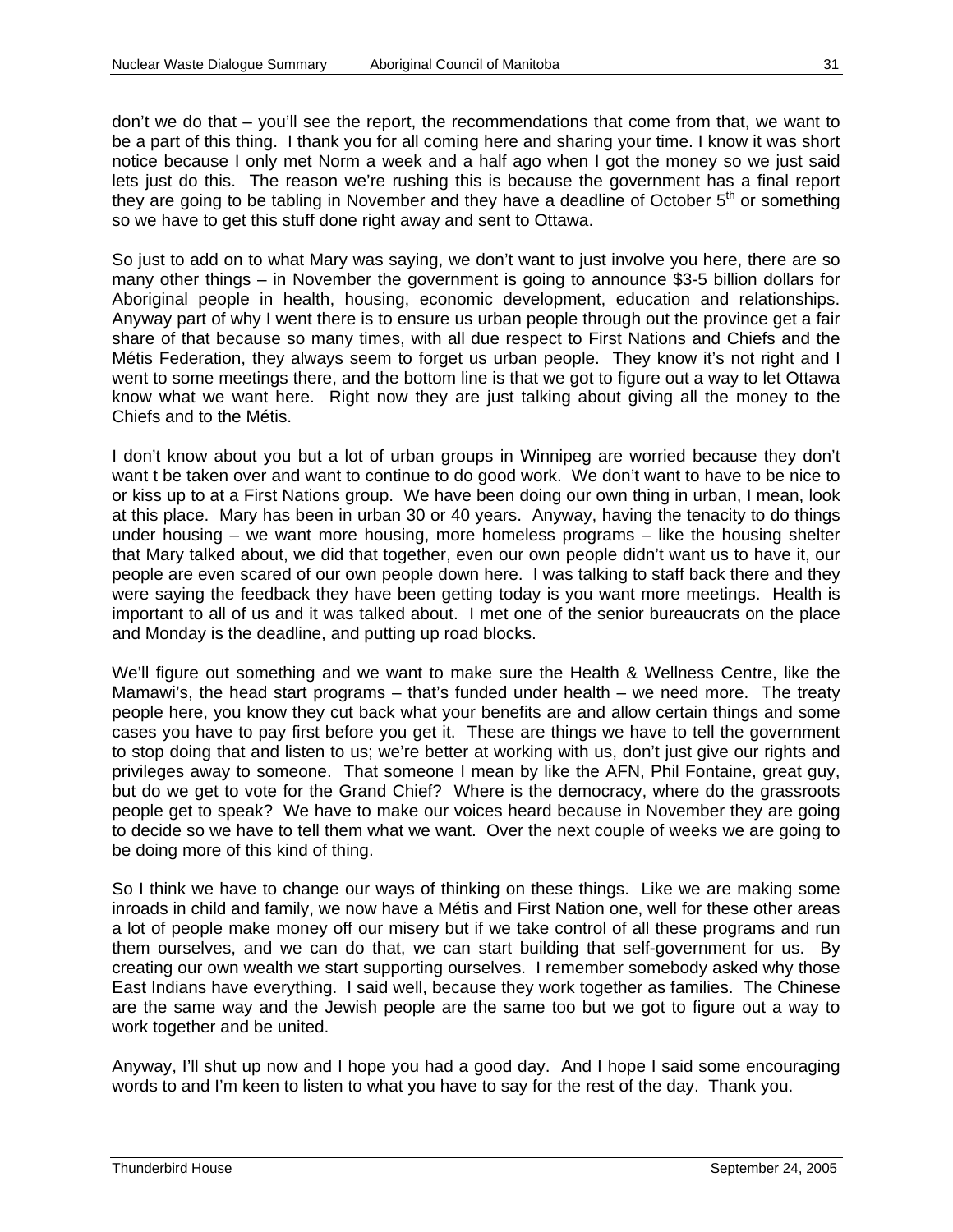don't we do that – you'll see the report, the recommendations that come from that, we want to be a part of this thing. I thank you for all coming here and sharing your time. I know it was short notice because I only met Norm a week and a half ago when I got the money so we just said lets just do this. The reason we're rushing this is because the government has a final report they are going to be tabling in November and they have a deadline of October 5th or something so we have to get this stuff done right away and sent to Ottawa.

So just to add on to what Mary was saying, we don't want to just involve you here, there are so many other things – in November the government is going to announce $3-5 billion dollars for Aboriginal people in health, housing, economic development, education and relationships. Anyway part of why I went there is to ensure us urban people through out the province get a fair share of that because so many times, with all due respect to First Nations and Chiefs and the Métis Federation, they always seem to forget us urban people. They know it's not right and I went to some meetings there, and the bottom line is that we got to figure out a way to let Ottawa know what we want here. Right now they are just talking about giving all the money to the Chiefs and to the Métis.

I don't know about you but a lot of urban groups in Winnipeg are worried because they don't want t be taken over and want to continue to do good work. We don't want to have to be nice to or kiss up to at a First Nations group. We have been doing our own thing in urban, I mean, look at this place. Mary has been in urban 30 or 40 years. Anyway, having the tenacity to do things under housing – we want more housing, more homeless programs – like the housing shelter that Mary talked about, we did that together, even our own people didn't want us to have it, our people are even scared of our own people down here. I was talking to staff back there and they were saying the feedback they have been getting today is you want more meetings. Health is important to all of us and it was talked about. I met one of the senior bureaucrats on the place and Monday is the deadline, and putting up road blocks.

We'll figure out something and we want to make sure the Health & Wellness Centre, like the Mamawi's, the head start programs – that's funded under health – we need more. The treaty people here, you know they cut back what your benefits are and allow certain things and some cases you have to pay first before you get it. These are things we have to tell the government to stop doing that and listen to us; we're better at working with us, don't just give our rights and privileges away to someone. That someone I mean by like the AFN, Phil Fontaine, great guy, but do we get to vote for the Grand Chief? Where is the democracy, where do the grassroots people get to speak? We have to make our voices heard because in November they are going to decide so we have to tell them what we want. Over the next couple of weeks we are going to be doing more of this kind of thing.

So I think we have to change our ways of thinking on these things. Like we are making some inroads in child and family, we now have a Métis and First Nation one, well for these other areas a lot of people make money off our misery but if we take control of all these programs and run them ourselves, and we can do that, we can start building that self-government for us. By creating our own wealth we start supporting ourselves. I remember somebody asked why those East Indians have everything. I said well, because they work together as families. The Chinese are the same way and the Jewish people are the same too but we got to figure out a way to work together and be united.

Anyway, I'll shut up now and I hope you had a good day. And I hope I said some encouraging words to and I'm keen to listen to what you have to say for the rest of the day. Thank you.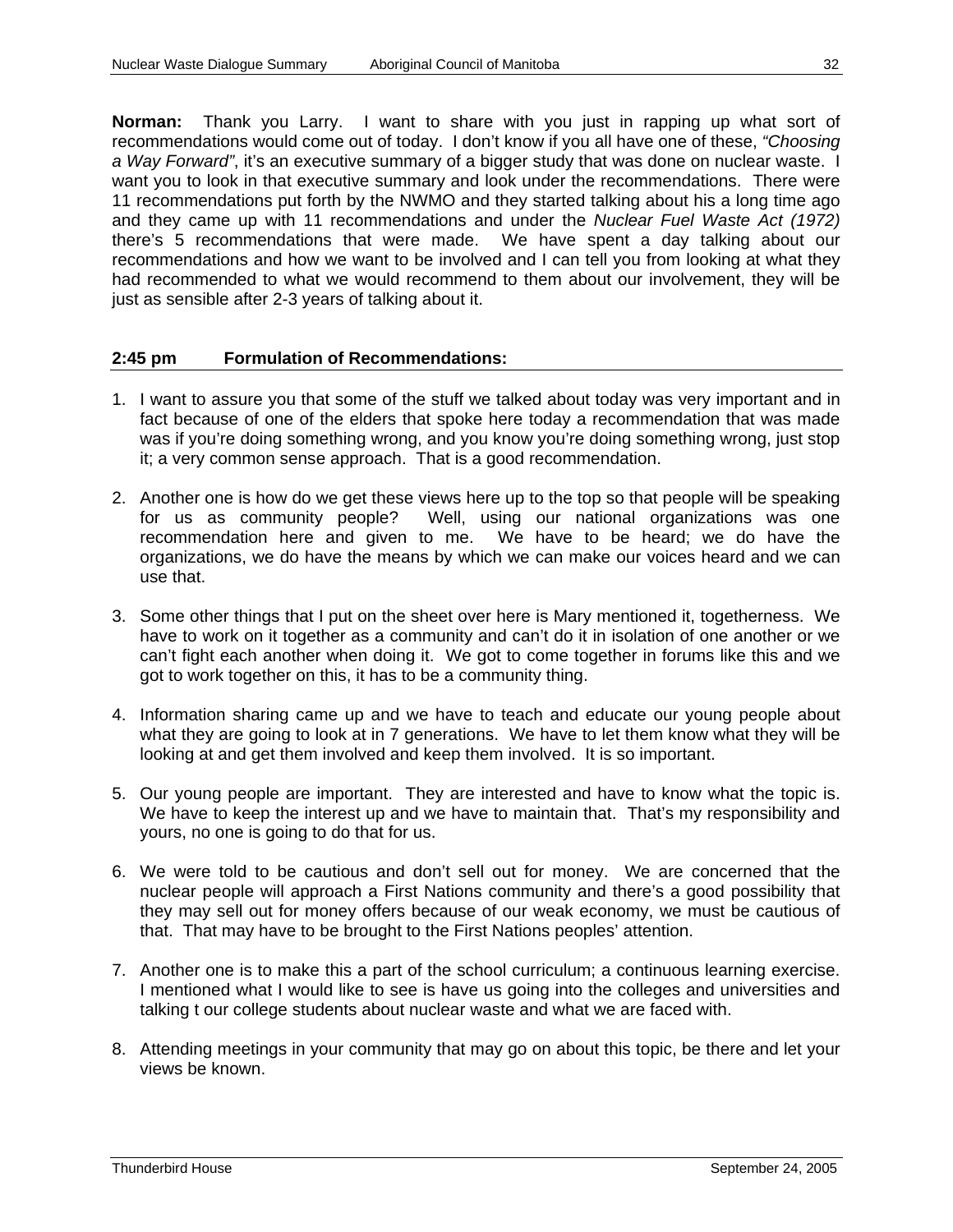**Norman:** Thank you Larry. I want to share with you just in rapping up what sort of recommendations would come out of today. I don't know if you all have one of these, *"Choosing a Way Forward"*, it's an executive summary of a bigger study that was done on nuclear waste. I want you to look in that executive summary and look under the recommendations. There were 11 recommendations put forth by the NWMO and they started talking about his a long time ago and they came up with 11 recommendations and under the *Nuclear Fuel Waste Act (1972)* there's 5 recommendations that were made. We have spent a day talking about our recommendations and how we want to be involved and I can tell you from looking at what they had recommended to what we would recommend to them about our involvement, they will be just as sensible after 2-3 years of talking about it.

**2:45 pm Formulation of Recommendations:**

1. I want to assure you that some of the stuff we talked about today was very important and in fact because of one of the elders that spoke here today a recommendation that was made was if you're doing something wrong, and you know you're doing something wrong, just stop it; a very common sense approach. That is a good recommendation.

2. Another one is how do we get these views here up to the top so that people will be speaking for us as community people? Well, using our national organizations was one recommendation here and given to me. We have to be heard; we do have the organizations, we do have the means by which we can make our voices heard and we can use that.

3. Some other things that I put on the sheet over here is Mary mentioned it, togetherness. We have to work on it together as a community and can't do it in isolation of one another or we can't fight each another when doing it. We got to come together in forums like this and we got to work together on this, it has to be a community thing.

4. Information sharing came up and we have to teach and educate our young people about what they are going to look at in 7 generations. We have to let them know what they will be looking at and get them involved and keep them involved. It is so important.

5. Our young people are important. They are interested and have to know what the topic is. We have to keep the interest up and we have to maintain that. That's my responsibility and yours, no one is going to do that for us.

6. We were told to be cautious and don't sell out for money. We are concerned that the nuclear people will approach a First Nations community and there's a good possibility that they may sell out for money offers because of our weak economy, we must be cautious of that. That may have to be brought to the First Nations peoples' attention.

7. Another one is to make this a part of the school curriculum; a continuous learning exercise. I mentioned what I would like to see is have us going into the colleges and universities and talking t our college students about nuclear waste and what we are faced with.

8. Attending meetings in your community that may go on about this topic, be there and let your views be known.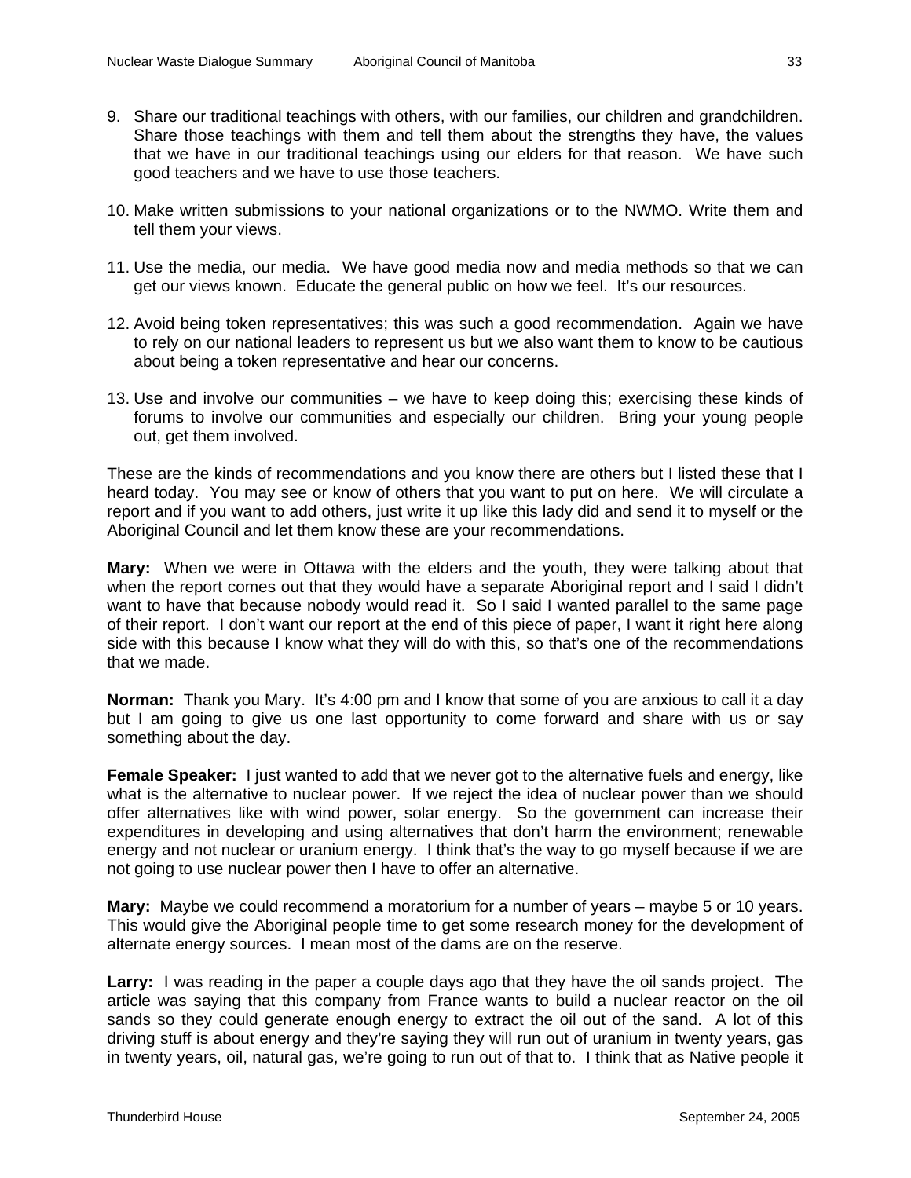9. Share our traditional teachings with others, with our families, our children and grandchildren. Share those teachings with them and tell them about the strengths they have, the values that we have in our traditional teachings using our elders for that reason. We have such good teachers and we have to use those teachers.

10. Make written submissions to your national organizations or to the NWMO. Write them and tell them your views.

11. Use the media, our media. We have good media now and media methods so that we can get our views known. Educate the general public on how we feel. It's our resources.

12. Avoid being token representatives; this was such a good recommendation. Again we have to rely on our national leaders to represent us but we also want them to know to be cautious about being a token representative and hear our concerns.

13. Use and involve our communities – we have to keep doing this; exercising these kinds of forums to involve our communities and especially our children. Bring your young people out, get them involved.

These are the kinds of recommendations and you know there are others but I listed these that I heard today. You may see or know of others that you want to put on here. We will circulate a report and if you want to add others, just write it up like this lady did and send it to myself or the Aboriginal Council and let them know these are your recommendations.

**Mary:** When we were in Ottawa with the elders and the youth, they were talking about that when the report comes out that they would have a separate Aboriginal report and I said I didn't want to have that because nobody would read it. So I said I wanted parallel to the same page of their report. I don't want our report at the end of this piece of paper, I want it right here along side with this because I know what they will do with this, so that's one of the recommendations that we made.

**Norman:** Thank you Mary. It's 4:00 pm and I know that some of you are anxious to call it a day but I am going to give us one last opportunity to come forward and share with us or say something about the day.

**Female Speaker:** I just wanted to add that we never got to the alternative fuels and energy, like what is the alternative to nuclear power. If we reject the idea of nuclear power than we should offer alternatives like with wind power, solar energy. So the government can increase their expenditures in developing and using alternatives that don't harm the environment; renewable energy and not nuclear or uranium energy. I think that's the way to go myself because if we are not going to use nuclear power then I have to offer an alternative.

**Mary:** Maybe we could recommend a moratorium for a number of years – maybe 5 or 10 years. This would give the Aboriginal people time to get some research money for the development of alternate energy sources. I mean most of the dams are on the reserve.

**Larry:** I was reading in the paper a couple days ago that they have the oil sands project. The article was saying that this company from France wants to build a nuclear reactor on the oil sands so they could generate enough energy to extract the oil out of the sand. A lot of this driving stuff is about energy and they're saying they will run out of uranium in twenty years, gas in twenty years, oil, natural gas, we're going to run out of that to. I think that as Native people it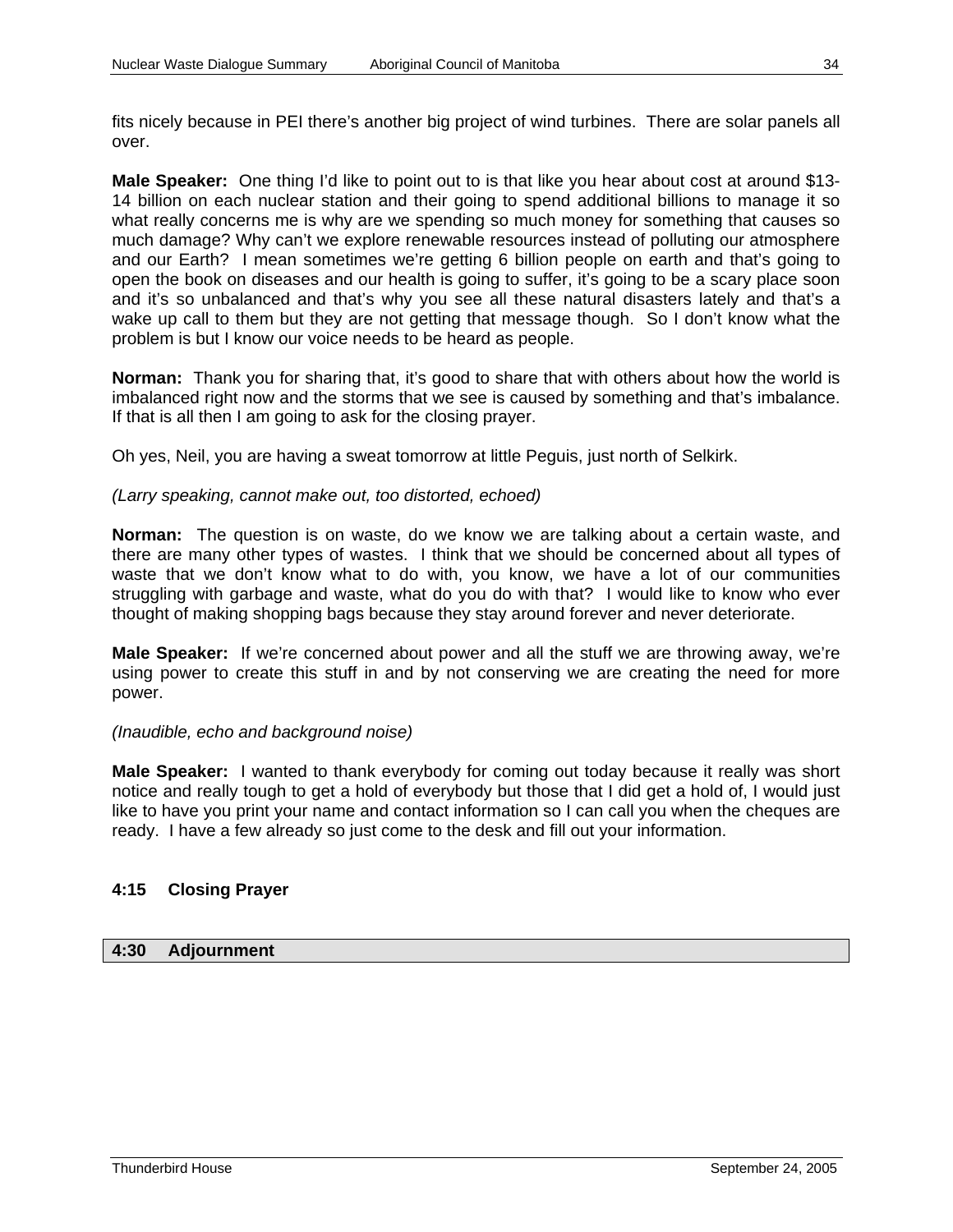fits nicely because in PEI there's another big project of wind turbines. There are solar panels all over.

**Male Speaker:** One thing I'd like to point out to is that like you hear about cost at around $13-14 billion on each nuclear station and their going to spend additional billions to manage it so what really concerns me is why are we spending so much money for something that causes so much damage? Why can't we explore renewable resources instead of polluting our atmosphere and our Earth? I mean sometimes we're getting 6 billion people on earth and that's going to open the book on diseases and our health is going to suffer, it's going to be a scary place soon and it's so unbalanced and that's why you see all these natural disasters lately and that's a wake up call to them but they are not getting that message though. So I don't know what the problem is but I know our voice needs to be heard as people.

**Norman:** Thank you for sharing that, it's good to share that with others about how the world is imbalanced right now and the storms that we see is caused by something and that's imbalance. If that is all then I am going to ask for the closing prayer.

Oh yes, Neil, you are having a sweat tomorrow at little Peguis, just north of Selkirk.

*(Larry speaking, cannot make out, too distorted, echoed)*

**Norman:** The question is on waste, do we know we are talking about a certain waste, and there are many other types of wastes. I think that we should be concerned about all types of waste that we don't know what to do with, you know, we have a lot of our communities struggling with garbage and waste, what do you do with that? I would like to know who ever thought of making shopping bags because they stay around forever and never deteriorate.

**Male Speaker:** If we're concerned about power and all the stuff we are throwing away, we're using power to create this stuff in and by not conserving we are creating the need for more power.

*(Inaudible, echo and background noise)*

**Male Speaker:** I wanted to thank everybody for coming out today because it really was short notice and really tough to get a hold of everybody but those that I did get a hold of, I would just like to have you print your name and contact information so I can call you when the cheques are ready. I have a few already so just come to the desk and fill out your information.

**4:15 Closing Prayer**

**4:30 Adjournment**